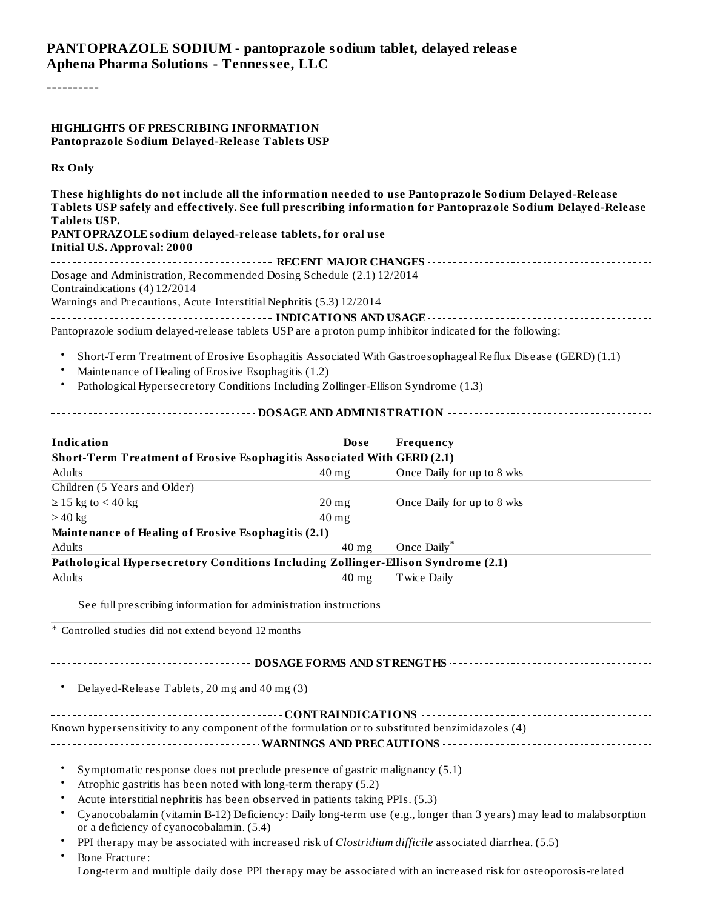# PANTOPRAZOLE SODIUM - pantoprazole sodium tablet, delayed release
**Aphena Pharma Solutions - Tennessee, LLC**

----------

**HIGHLIGHTS OF PRESCRIBING INFORMATION**
**Pantoprazole Sodium Delayed-Release Tablets USP**

**Rx Only**

**These highlights do not include all the information needed to use Pantoprazole Sodium Delayed-Release Tablets USP safely and effectively. See full prescribing information for Pantoprazole Sodium Delayed-Release Tablets USP.**
**PANTOPRAZOLE sodium delayed-release tablets, for oral use**
**Initial U.S. Approval: 2000**

**RECENT MAJOR CHANGES**

Dosage and Administration, Recommended Dosing Schedule (2.1) 12/2014
Contraindications (4) 12/2014
Warnings and Precautions, Acute Interstitial Nephritis (5.3) 12/2014

**INDICATIONS AND USAGE**

Pantoprazole sodium delayed-release tablets USP are a proton pump inhibitor indicated for the following:

- Short-Term Treatment of Erosive Esophagitis Associated With Gastroesophageal Reflux Disease (GERD) (1.1)
- Maintenance of Healing of Erosive Esophagitis (1.2)
- Pathological Hypersecretory Conditions Including Zollinger-Ellison Syndrome (1.3)

**DOSAGE AND ADMINISTRATION**

| Indication | Dose | Frequency |
|---|---|---|
| **Short-Term Treatment of Erosive Esophagitis Associated With GERD (2.1)** | | |
| Adults | 40 mg | Once Daily for up to 8 wks |
| Children (5 Years and Older) | | |
| ≥ 15 kg to < 40 kg | 20 mg | Once Daily for up to 8 wks |
| ≥ 40 kg | 40 mg | |
| **Maintenance of Healing of Erosive Esophagitis (2.1)** | | |
| Adults | 40 mg | Once Daily* |
| **Pathological Hypersecretory Conditions Including Zollinger-Ellison Syndrome (2.1)** | | |
| Adults | 40 mg | Twice Daily |

See full prescribing information for administration instructions

* Controlled studies did not extend beyond 12 months

**DOSAGE FORMS AND STRENGTHS**

- Delayed-Release Tablets, 20 mg and 40 mg (3)

**CONTRAINDICATIONS**

Known hypersensitivity to any component of the formulation or to substituted benzimidazoles (4)

**WARNINGS AND PRECAUTIONS**

- Symptomatic response does not preclude presence of gastric malignancy (5.1)
- Atrophic gastritis has been noted with long-term therapy (5.2)
- Acute interstitial nephritis has been observed in patients taking PPIs. (5.3)
- Cyanocobalamin (vitamin B-12) Deficiency: Daily long-term use (e.g., longer than 3 years) may lead to malabsorption or a deficiency of cyanocobalamin. (5.4)
- PPI therapy may be associated with increased risk of *Clostridium difficile* associated diarrhea. (5.5)
- Bone Fracture:
  Long-term and multiple daily dose PPI therapy may be associated with an increased risk for osteoporosis-related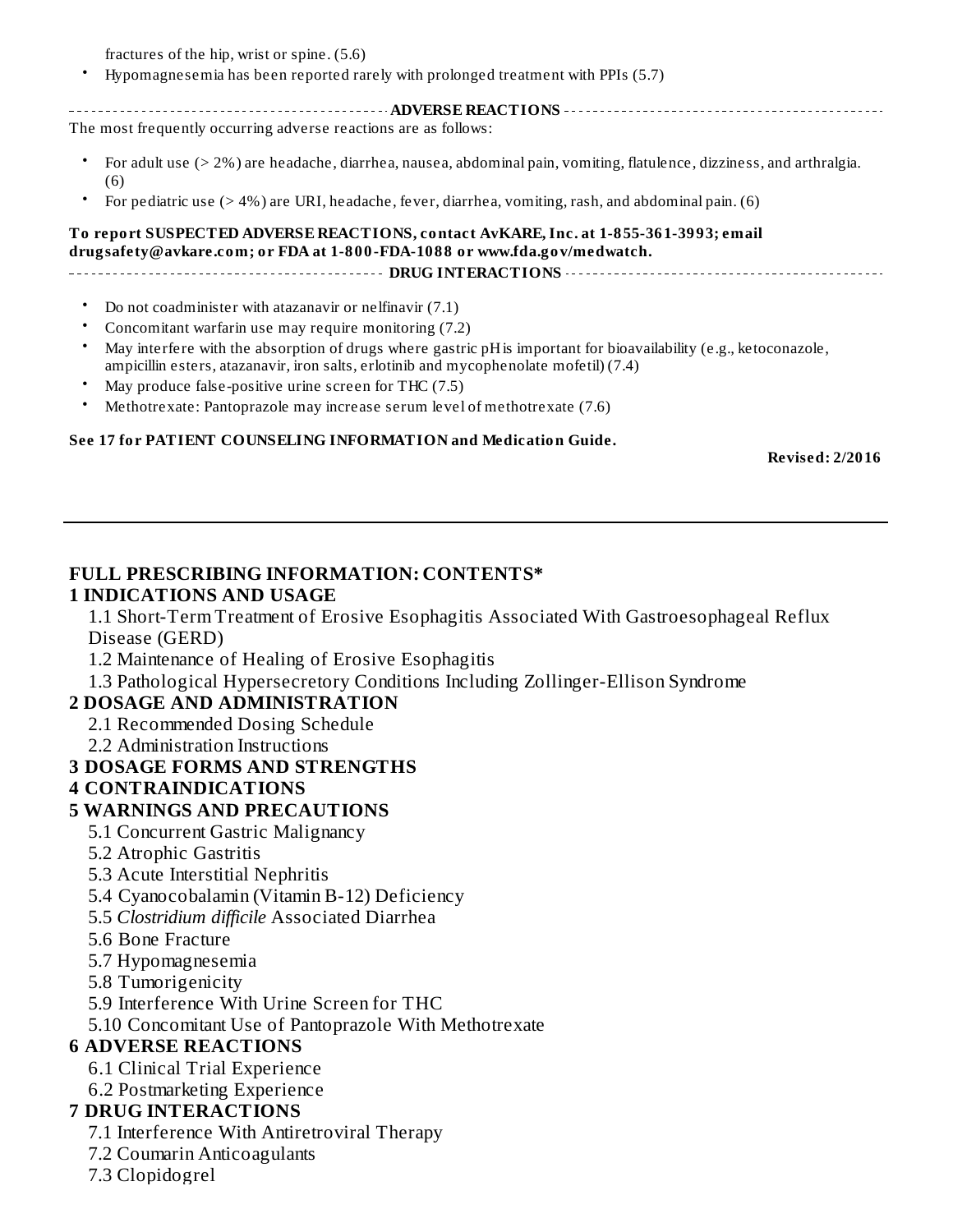fractures of the hip, wrist or spine. (5.6)

- Hypomagnesemia has been reported rarely with prolonged treatment with PPIs (5.7)

## ADVERSE REACTIONS

The most frequently occurring adverse reactions are as follows:

- For adult use (> 2%) are headache, diarrhea, nausea, abdominal pain, vomiting, flatulence, dizziness, and arthralgia. (6)
- For pediatric use (> 4%) are URI, headache, fever, diarrhea, vomiting, rash, and abdominal pain. (6)

**To report SUSPECTED ADVERSE REACTIONS, contact AvKARE, Inc. at 1-855-361-3993; email drugsafety@avkare.com; or FDA at 1-800-FDA-1088 or www.fda.gov/medwatch.**

## DRUG INTERACTIONS

- Do not coadminister with atazanavir or nelfinavir (7.1)
- Concomitant warfarin use may require monitoring (7.2)
- May interfere with the absorption of drugs where gastric pH is important for bioavailability (e.g., ketoconazole, ampicillin esters, atazanavir, iron salts, erlotinib and mycophenolate mofetil) (7.4)
- May produce false-positive urine screen for THC (7.5)
- Methotrexate: Pantoprazole may increase serum level of methotrexate (7.6)

**See 17 for PATIENT COUNSELING INFORMATION and Medication Guide.**

**Revised: 2/2016**

---

# FULL PRESCRIBING INFORMATION: CONTENTS*

**1 INDICATIONS AND USAGE**

- 1.1 Short-Term Treatment of Erosive Esophagitis Associated With Gastroesophageal Reflux Disease (GERD)
- 1.2 Maintenance of Healing of Erosive Esophagitis
- 1.3 Pathological Hypersecretory Conditions Including Zollinger-Ellison Syndrome

**2 DOSAGE AND ADMINISTRATION**

- 2.1 Recommended Dosing Schedule
- 2.2 Administration Instructions

**3 DOSAGE FORMS AND STRENGTHS**

**4 CONTRAINDICATIONS**

**5 WARNINGS AND PRECAUTIONS**

- 5.1 Concurrent Gastric Malignancy
- 5.2 Atrophic Gastritis
- 5.3 Acute Interstitial Nephritis
- 5.4 Cyanocobalamin (Vitamin B-12) Deficiency
- 5.5 *Clostridium difficile* Associated Diarrhea
- 5.6 Bone Fracture
- 5.7 Hypomagnesemia
- 5.8 Tumorigenicity
- 5.9 Interference With Urine Screen for THC
- 5.10 Concomitant Use of Pantoprazole With Methotrexate

**6 ADVERSE REACTIONS**

- 6.1 Clinical Trial Experience
- 6.2 Postmarketing Experience

**7 DRUG INTERACTIONS**

- 7.1 Interference With Antiretroviral Therapy
- 7.2 Coumarin Anticoagulants
- 7.3 Clopidogrel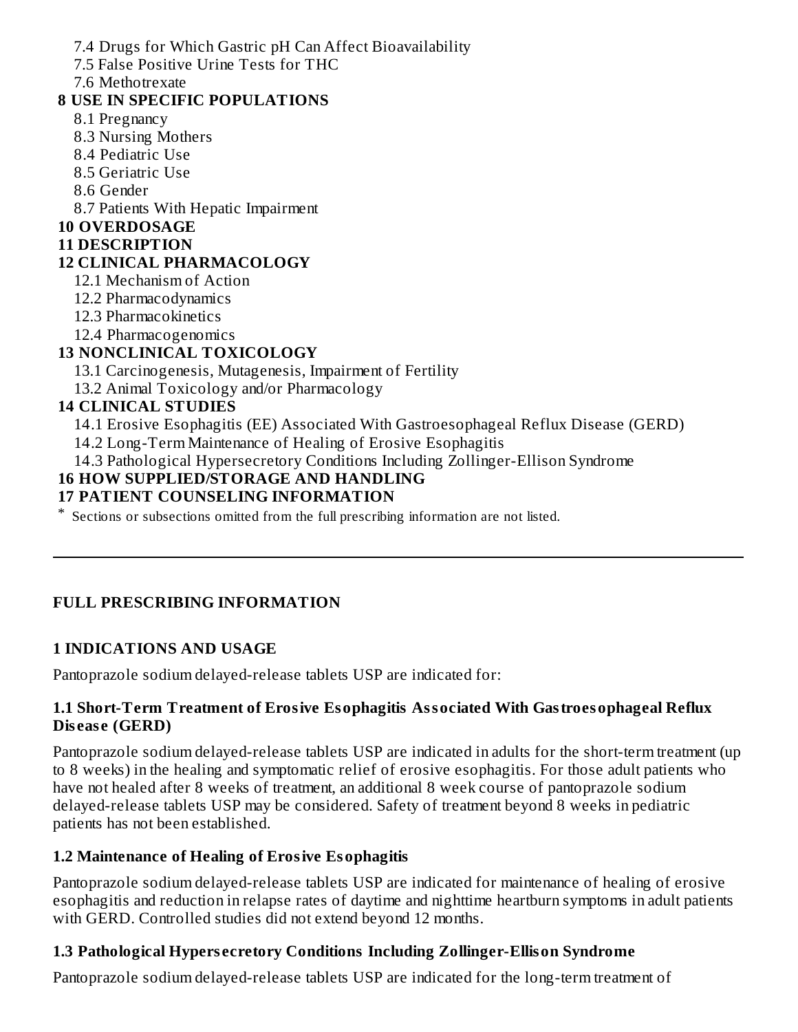7.4 Drugs for Which Gastric pH Can Affect Bioavailability
7.5 False Positive Urine Tests for THC
7.6 Methotrexate

**8 USE IN SPECIFIC POPULATIONS**

8.1 Pregnancy
8.3 Nursing Mothers
8.4 Pediatric Use
8.5 Geriatric Use
8.6 Gender
8.7 Patients With Hepatic Impairment

**10 OVERDOSAGE**

**11 DESCRIPTION**

**12 CLINICAL PHARMACOLOGY**

12.1 Mechanism of Action
12.2 Pharmacodynamics
12.3 Pharmacokinetics
12.4 Pharmacogenomics

**13 NONCLINICAL TOXICOLOGY**

13.1 Carcinogenesis, Mutagenesis, Impairment of Fertility
13.2 Animal Toxicology and/or Pharmacology

**14 CLINICAL STUDIES**

14.1 Erosive Esophagitis (EE) Associated With Gastroesophageal Reflux Disease (GERD)
14.2 Long-Term Maintenance of Healing of Erosive Esophagitis
14.3 Pathological Hypersecretory Conditions Including Zollinger-Ellison Syndrome

**16 HOW SUPPLIED/STORAGE AND HANDLING**

**17 PATIENT COUNSELING INFORMATION**

* Sections or subsections omitted from the full prescribing information are not listed.

---

# FULL PRESCRIBING INFORMATION

## 1 INDICATIONS AND USAGE

Pantoprazole sodium delayed-release tablets USP are indicated for:

### 1.1 Short-Term Treatment of Erosive Esophagitis Associated With Gastroesophageal Reflux Disease (GERD)

Pantoprazole sodium delayed-release tablets USP are indicated in adults for the short-term treatment (up to 8 weeks) in the healing and symptomatic relief of erosive esophagitis. For those adult patients who have not healed after 8 weeks of treatment, an additional 8 week course of pantoprazole sodium delayed-release tablets USP may be considered. Safety of treatment beyond 8 weeks in pediatric patients has not been established.

### 1.2 Maintenance of Healing of Erosive Esophagitis

Pantoprazole sodium delayed-release tablets USP are indicated for maintenance of healing of erosive esophagitis and reduction in relapse rates of daytime and nighttime heartburn symptoms in adult patients with GERD. Controlled studies did not extend beyond 12 months.

### 1.3 Pathological Hypersecretory Conditions Including Zollinger-Ellison Syndrome

Pantoprazole sodium delayed-release tablets USP are indicated for the long-term treatment of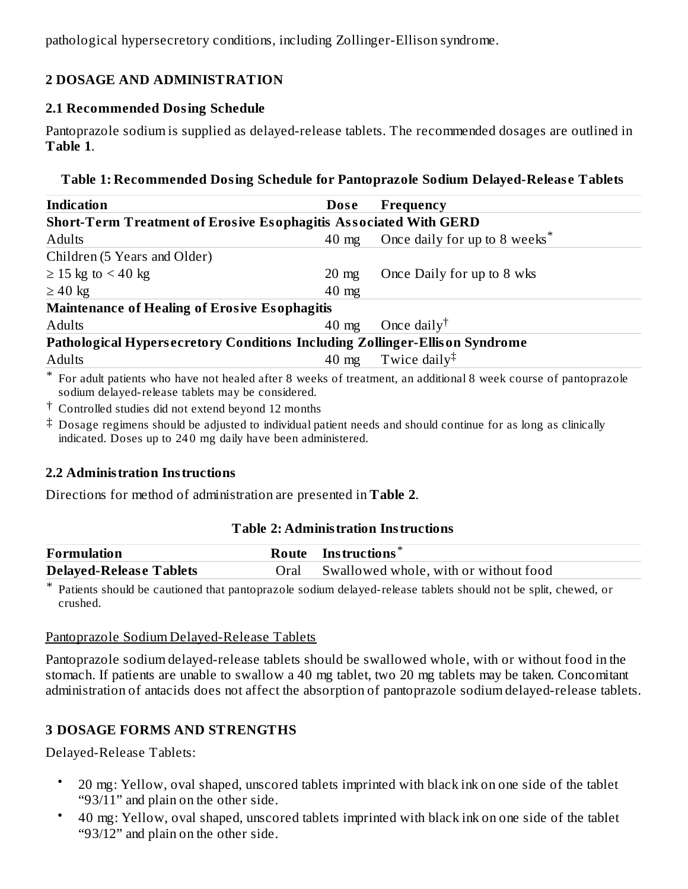pathological hypersecretory conditions, including Zollinger-Ellison syndrome.

## 2 DOSAGE AND ADMINISTRATION

### 2.1 Recommended Dosing Schedule

Pantoprazole sodium is supplied as delayed-release tablets. The recommended dosages are outlined in **Table 1**.

**Table 1: Recommended Dosing Schedule for Pantoprazole Sodium Delayed-Release Tablets**

| Indication | Dose | Frequency |
|---|---|---|
| **Short-Term Treatment of Erosive Esophagitis Associated With GERD** | | |
| Adults | 40 mg | Once daily for up to 8 weeks* |
| Children (5 Years and Older) | | |
| ≥ 15 kg to < 40 kg | 20 mg | Once Daily for up to 8 wks |
| ≥ 40 kg | 40 mg | |
| **Maintenance of Healing of Erosive Esophagitis** | | |
| Adults | 40 mg | Once daily† |
| **Pathological Hypersecretory Conditions Including Zollinger-Ellison Syndrome** | | |
| Adults | 40 mg | Twice daily‡ |

* For adult patients who have not healed after 8 weeks of treatment, an additional 8 week course of pantoprazole sodium delayed-release tablets may be considered.

† Controlled studies did not extend beyond 12 months

‡ Dosage regimens should be adjusted to individual patient needs and should continue for as long as clinically indicated. Doses up to 240 mg daily have been administered.

### 2.2 Administration Instructions

Directions for method of administration are presented in **Table 2**.

**Table 2: Administration Instructions**

| Formulation | Route | Instructions* |
|---|---|---|
| **Delayed-Release Tablets** | Oral | Swallowed whole, with or without food |

* Patients should be cautioned that pantoprazole sodium delayed-release tablets should not be split, chewed, or crushed.

Pantoprazole Sodium Delayed-Release Tablets

Pantoprazole sodium delayed-release tablets should be swallowed whole, with or without food in the stomach. If patients are unable to swallow a 40 mg tablet, two 20 mg tablets may be taken. Concomitant administration of antacids does not affect the absorption of pantoprazole sodium delayed-release tablets.

## 3 DOSAGE FORMS AND STRENGTHS

Delayed-Release Tablets:

- 20 mg: Yellow, oval shaped, unscored tablets imprinted with black ink on one side of the tablet "93/11" and plain on the other side.
- 40 mg: Yellow, oval shaped, unscored tablets imprinted with black ink on one side of the tablet "93/12" and plain on the other side.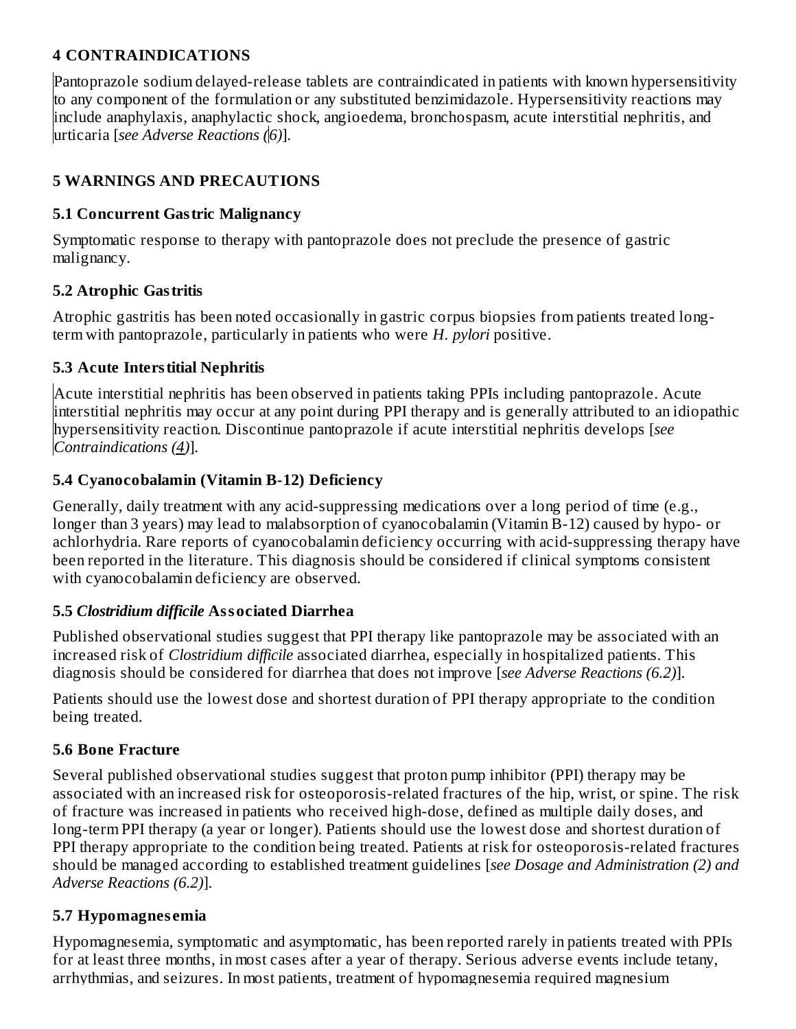## 4 CONTRAINDICATIONS

Pantoprazole sodium delayed-release tablets are contraindicated in patients with known hypersensitivity to any component of the formulation or any substituted benzimidazole. Hypersensitivity reactions may include anaphylaxis, anaphylactic shock, angioedema, bronchospasm, acute interstitial nephritis, and urticaria [*see Adverse Reactions (6)*].

## 5 WARNINGS AND PRECAUTIONS

### 5.1 Concurrent Gastric Malignancy

Symptomatic response to therapy with pantoprazole does not preclude the presence of gastric malignancy.

### 5.2 Atrophic Gastritis

Atrophic gastritis has been noted occasionally in gastric corpus biopsies from patients treated long-term with pantoprazole, particularly in patients who were *H. pylori* positive.

### 5.3 Acute Interstitial Nephritis

Acute interstitial nephritis has been observed in patients taking PPIs including pantoprazole. Acute interstitial nephritis may occur at any point during PPI therapy and is generally attributed to an idiopathic hypersensitivity reaction. Discontinue pantoprazole if acute interstitial nephritis develops [*see Contraindications (4)*].

### 5.4 Cyanocobalamin (Vitamin B-12) Deficiency

Generally, daily treatment with any acid-suppressing medications over a long period of time (e.g., longer than 3 years) may lead to malabsorption of cyanocobalamin (Vitamin B-12) caused by hypo- or achlorhydria. Rare reports of cyanocobalamin deficiency occurring with acid-suppressing therapy have been reported in the literature. This diagnosis should be considered if clinical symptoms consistent with cyanocobalamin deficiency are observed.

### 5.5 *Clostridium difficile* Associated Diarrhea

Published observational studies suggest that PPI therapy like pantoprazole may be associated with an increased risk of *Clostridium difficile* associated diarrhea, especially in hospitalized patients. This diagnosis should be considered for diarrhea that does not improve [*see Adverse Reactions (6.2)*].

Patients should use the lowest dose and shortest duration of PPI therapy appropriate to the condition being treated.

### 5.6 Bone Fracture

Several published observational studies suggest that proton pump inhibitor (PPI) therapy may be associated with an increased risk for osteoporosis-related fractures of the hip, wrist, or spine. The risk of fracture was increased in patients who received high-dose, defined as multiple daily doses, and long-term PPI therapy (a year or longer). Patients should use the lowest dose and shortest duration of PPI therapy appropriate to the condition being treated. Patients at risk for osteoporosis-related fractures should be managed according to established treatment guidelines [*see Dosage and Administration (2) and Adverse Reactions (6.2)*].

### 5.7 Hypomagnesemia

Hypomagnesemia, symptomatic and asymptomatic, has been reported rarely in patients treated with PPIs for at least three months, in most cases after a year of therapy. Serious adverse events include tetany, arrhythmias, and seizures. In most patients, treatment of hypomagnesemia required magnesium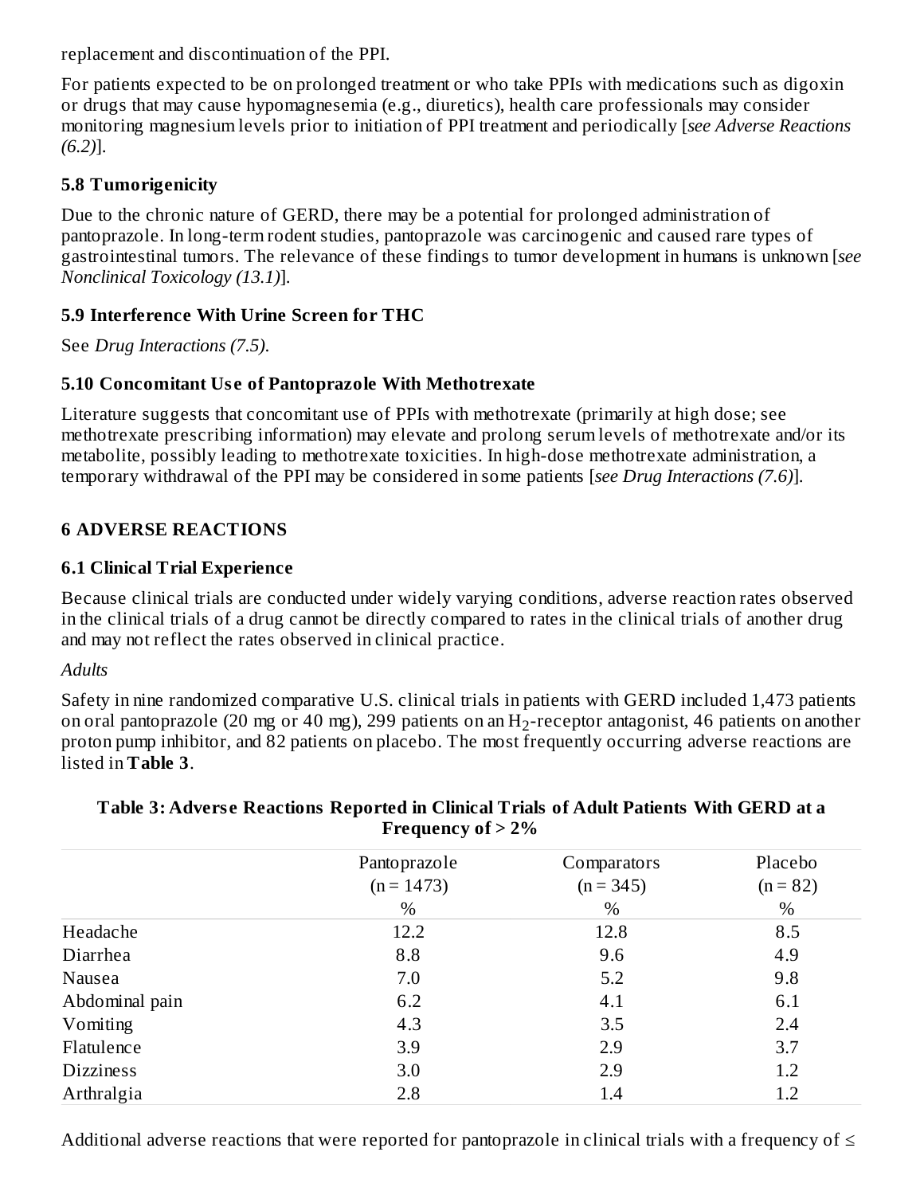replacement and discontinuation of the PPI.

For patients expected to be on prolonged treatment or who take PPIs with medications such as digoxin or drugs that may cause hypomagnesemia (e.g., diuretics), health care professionals may consider monitoring magnesium levels prior to initiation of PPI treatment and periodically [*see Adverse Reactions (6.2)*].

### 5.8 Tumorigenicity

Due to the chronic nature of GERD, there may be a potential for prolonged administration of pantoprazole. In long-term rodent studies, pantoprazole was carcinogenic and caused rare types of gastrointestinal tumors. The relevance of these findings to tumor development in humans is unknown [*see Nonclinical Toxicology (13.1)*].

### 5.9 Interference With Urine Screen for THC

See *Drug Interactions (7.5)*.

### 5.10 Concomitant Use of Pantoprazole With Methotrexate

Literature suggests that concomitant use of PPIs with methotrexate (primarily at high dose; see methotrexate prescribing information) may elevate and prolong serum levels of methotrexate and/or its metabolite, possibly leading to methotrexate toxicities. In high-dose methotrexate administration, a temporary withdrawal of the PPI may be considered in some patients [*see Drug Interactions (7.6)*].

## 6 ADVERSE REACTIONS

### 6.1 Clinical Trial Experience

Because clinical trials are conducted under widely varying conditions, adverse reaction rates observed in the clinical trials of a drug cannot be directly compared to rates in the clinical trials of another drug and may not reflect the rates observed in clinical practice.

*Adults*

Safety in nine randomized comparative U.S. clinical trials in patients with GERD included 1,473 patients on oral pantoprazole (20 mg or 40 mg), 299 patients on an $H_2$-receptor antagonist, 46 patients on another proton pump inhibitor, and 82 patients on placebo. The most frequently occurring adverse reactions are listed in **Table 3**.

**Table 3: Adverse Reactions Reported in Clinical Trials of Adult Patients With GERD at a Frequency of > 2%**

| | Pantoprazole (n = 1473) % | Comparators (n = 345) % | Placebo (n = 82) % |
|---|---|---|---|
| Headache | 12.2 | 12.8 | 8.5 |
| Diarrhea | 8.8 | 9.6 | 4.9 |
| Nausea | 7.0 | 5.2 | 9.8 |
| Abdominal pain | 6.2 | 4.1 | 6.1 |
| Vomiting | 4.3 | 3.5 | 2.4 |
| Flatulence | 3.9 | 2.9 | 3.7 |
| Dizziness | 3.0 | 2.9 | 1.2 |
| Arthralgia | 2.8 | 1.4 | 1.2 |

Additional adverse reactions that were reported for pantoprazole in clinical trials with a frequency of ≤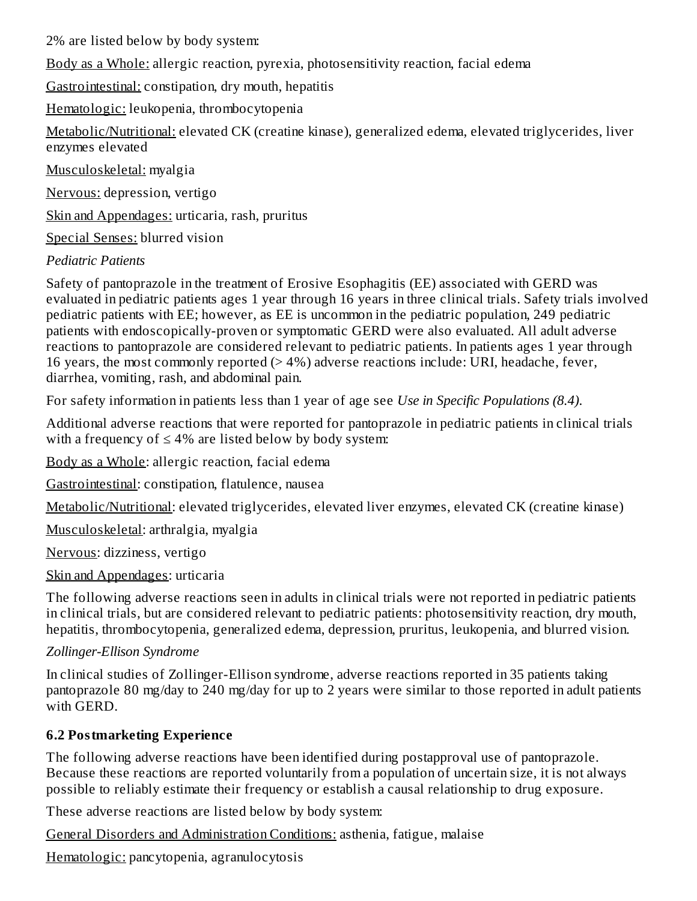2% are listed below by body system:

Body as a Whole: allergic reaction, pyrexia, photosensitivity reaction, facial edema

Gastrointestinal: constipation, dry mouth, hepatitis

Hematologic: leukopenia, thrombocytopenia

Metabolic/Nutritional: elevated CK (creatine kinase), generalized edema, elevated triglycerides, liver enzymes elevated

Musculoskeletal: myalgia

Nervous: depression, vertigo

Skin and Appendages: urticaria, rash, pruritus

Special Senses: blurred vision

*Pediatric Patients*

Safety of pantoprazole in the treatment of Erosive Esophagitis (EE) associated with GERD was evaluated in pediatric patients ages 1 year through 16 years in three clinical trials. Safety trials involved pediatric patients with EE; however, as EE is uncommon in the pediatric population, 249 pediatric patients with endoscopically-proven or symptomatic GERD were also evaluated. All adult adverse reactions to pantoprazole are considered relevant to pediatric patients. In patients ages 1 year through 16 years, the most commonly reported (> 4%) adverse reactions include: URI, headache, fever, diarrhea, vomiting, rash, and abdominal pain.

For safety information in patients less than 1 year of age see *Use in Specific Populations (8.4)*.

Additional adverse reactions that were reported for pantoprazole in pediatric patients in clinical trials with a frequency of ≤ 4% are listed below by body system:

Body as a Whole: allergic reaction, facial edema

Gastrointestinal: constipation, flatulence, nausea

Metabolic/Nutritional: elevated triglycerides, elevated liver enzymes, elevated CK (creatine kinase)

Musculoskeletal: arthralgia, myalgia

Nervous: dizziness, vertigo

Skin and Appendages: urticaria

The following adverse reactions seen in adults in clinical trials were not reported in pediatric patients in clinical trials, but are considered relevant to pediatric patients: photosensitivity reaction, dry mouth, hepatitis, thrombocytopenia, generalized edema, depression, pruritus, leukopenia, and blurred vision.

*Zollinger-Ellison Syndrome*

In clinical studies of Zollinger-Ellison syndrome, adverse reactions reported in 35 patients taking pantoprazole 80 mg/day to 240 mg/day for up to 2 years were similar to those reported in adult patients with GERD.

### 6.2 Postmarketing Experience

The following adverse reactions have been identified during postapproval use of pantoprazole. Because these reactions are reported voluntarily from a population of uncertain size, it is not always possible to reliably estimate their frequency or establish a causal relationship to drug exposure.

These adverse reactions are listed below by body system:

General Disorders and Administration Conditions: asthenia, fatigue, malaise

Hematologic: pancytopenia, agranulocytosis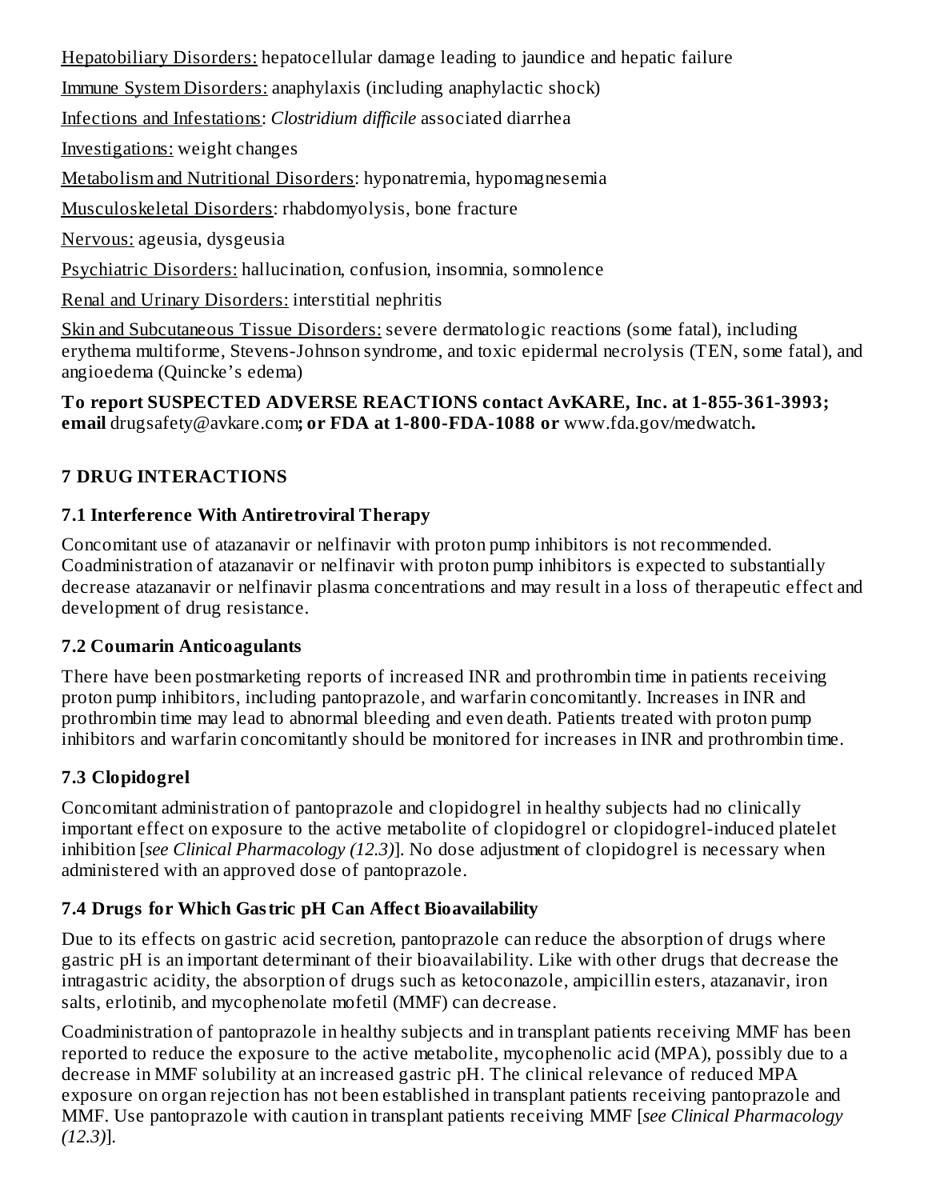Hepatobiliary Disorders: hepatocellular damage leading to jaundice and hepatic failure

Immune System Disorders: anaphylaxis (including anaphylactic shock)

Infections and Infestations: *Clostridium difficile* associated diarrhea

Investigations: weight changes

Metabolism and Nutritional Disorders: hyponatremia, hypomagnesemia

Musculoskeletal Disorders: rhabdomyolysis, bone fracture

Nervous: ageusia, dysgeusia

Psychiatric Disorders: hallucination, confusion, insomnia, somnolence

Renal and Urinary Disorders: interstitial nephritis

Skin and Subcutaneous Tissue Disorders: severe dermatologic reactions (some fatal), including erythema multiforme, Stevens-Johnson syndrome, and toxic epidermal necrolysis (TEN, some fatal), and angioedema (Quincke's edema)

**To report SUSPECTED ADVERSE REACTIONS contact AvKARE, Inc. at 1-855-361-3993; email** drugsafety@avkare.com**; or FDA at 1-800-FDA-1088 or** www.fda.gov/medwatch**.**

## 7 DRUG INTERACTIONS

### 7.1 Interference With Antiretroviral Therapy

Concomitant use of atazanavir or nelfinavir with proton pump inhibitors is not recommended. Coadministration of atazanavir or nelfinavir with proton pump inhibitors is expected to substantially decrease atazanavir or nelfinavir plasma concentrations and may result in a loss of therapeutic effect and development of drug resistance.

### 7.2 Coumarin Anticoagulants

There have been postmarketing reports of increased INR and prothrombin time in patients receiving proton pump inhibitors, including pantoprazole, and warfarin concomitantly. Increases in INR and prothrombin time may lead to abnormal bleeding and even death. Patients treated with proton pump inhibitors and warfarin concomitantly should be monitored for increases in INR and prothrombin time.

### 7.3 Clopidogrel

Concomitant administration of pantoprazole and clopidogrel in healthy subjects had no clinically important effect on exposure to the active metabolite of clopidogrel or clopidogrel-induced platelet inhibition [*see Clinical Pharmacology (12.3)*]. No dose adjustment of clopidogrel is necessary when administered with an approved dose of pantoprazole.

### 7.4 Drugs for Which Gastric pH Can Affect Bioavailability

Due to its effects on gastric acid secretion, pantoprazole can reduce the absorption of drugs where gastric pH is an important determinant of their bioavailability. Like with other drugs that decrease the intragastric acidity, the absorption of drugs such as ketoconazole, ampicillin esters, atazanavir, iron salts, erlotinib, and mycophenolate mofetil (MMF) can decrease.

Coadministration of pantoprazole in healthy subjects and in transplant patients receiving MMF has been reported to reduce the exposure to the active metabolite, mycophenolic acid (MPA), possibly due to a decrease in MMF solubility at an increased gastric pH. The clinical relevance of reduced MPA exposure on organ rejection has not been established in transplant patients receiving pantoprazole and MMF. Use pantoprazole with caution in transplant patients receiving MMF [*see Clinical Pharmacology (12.3)*].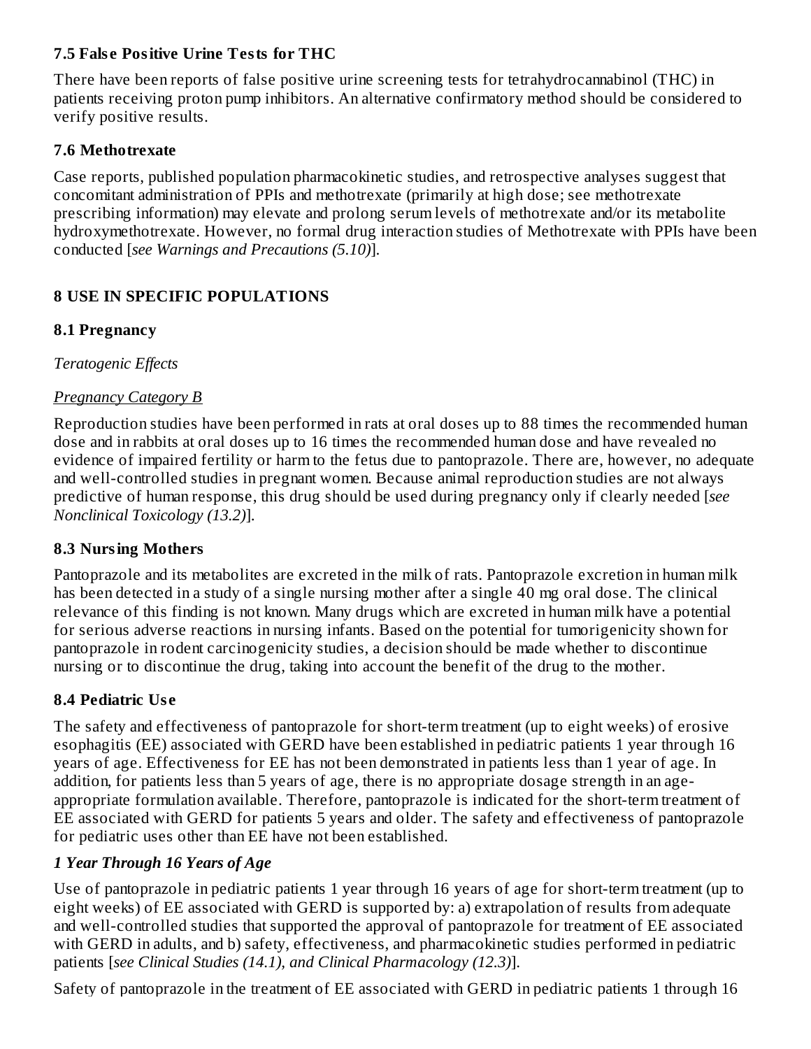### 7.5 False Positive Urine Tests for THC

There have been reports of false positive urine screening tests for tetrahydrocannabinol (THC) in patients receiving proton pump inhibitors. An alternative confirmatory method should be considered to verify positive results.

### 7.6 Methotrexate

Case reports, published population pharmacokinetic studies, and retrospective analyses suggest that concomitant administration of PPIs and methotrexate (primarily at high dose; see methotrexate prescribing information) may elevate and prolong serum levels of methotrexate and/or its metabolite hydroxymethotrexate. However, no formal drug interaction studies of Methotrexate with PPIs have been conducted [*see Warnings and Precautions (5.10)*].

## 8 USE IN SPECIFIC POPULATIONS

### 8.1 Pregnancy

*Teratogenic Effects*

*Pregnancy Category B*

Reproduction studies have been performed in rats at oral doses up to 88 times the recommended human dose and in rabbits at oral doses up to 16 times the recommended human dose and have revealed no evidence of impaired fertility or harm to the fetus due to pantoprazole. There are, however, no adequate and well-controlled studies in pregnant women. Because animal reproduction studies are not always predictive of human response, this drug should be used during pregnancy only if clearly needed [*see Nonclinical Toxicology (13.2)*].

### 8.3 Nursing Mothers

Pantoprazole and its metabolites are excreted in the milk of rats. Pantoprazole excretion in human milk has been detected in a study of a single nursing mother after a single 40 mg oral dose. The clinical relevance of this finding is not known. Many drugs which are excreted in human milk have a potential for serious adverse reactions in nursing infants. Based on the potential for tumorigenicity shown for pantoprazole in rodent carcinogenicity studies, a decision should be made whether to discontinue nursing or to discontinue the drug, taking into account the benefit of the drug to the mother.

### 8.4 Pediatric Use

The safety and effectiveness of pantoprazole for short-term treatment (up to eight weeks) of erosive esophagitis (EE) associated with GERD have been established in pediatric patients 1 year through 16 years of age. Effectiveness for EE has not been demonstrated in patients less than 1 year of age. In addition, for patients less than 5 years of age, there is no appropriate dosage strength in an age-appropriate formulation available. Therefore, pantoprazole is indicated for the short-term treatment of EE associated with GERD for patients 5 years and older. The safety and effectiveness of pantoprazole for pediatric uses other than EE have not been established.

***1 Year Through 16 Years of Age***

Use of pantoprazole in pediatric patients 1 year through 16 years of age for short-term treatment (up to eight weeks) of EE associated with GERD is supported by: a) extrapolation of results from adequate and well-controlled studies that supported the approval of pantoprazole for treatment of EE associated with GERD in adults, and b) safety, effectiveness, and pharmacokinetic studies performed in pediatric patients [*see Clinical Studies (14.1), and Clinical Pharmacology (12.3)*].

Safety of pantoprazole in the treatment of EE associated with GERD in pediatric patients 1 through 16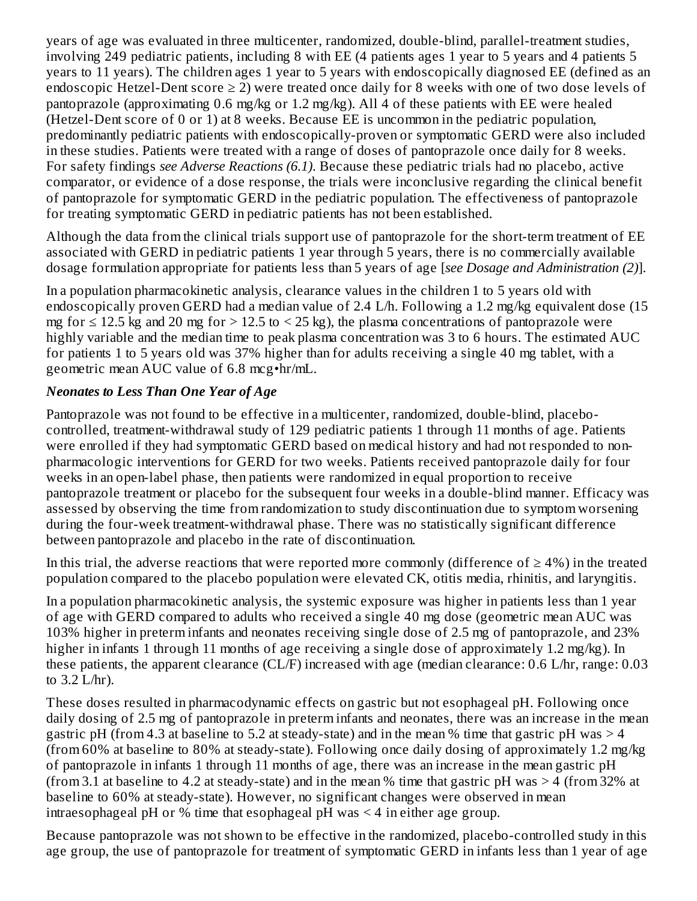years of age was evaluated in three multicenter, randomized, double-blind, parallel-treatment studies, involving 249 pediatric patients, including 8 with EE (4 patients ages 1 year to 5 years and 4 patients 5 years to 11 years). The children ages 1 year to 5 years with endoscopically diagnosed EE (defined as an endoscopic Hetzel-Dent score ≥ 2) were treated once daily for 8 weeks with one of two dose levels of pantoprazole (approximating 0.6 mg/kg or 1.2 mg/kg). All 4 of these patients with EE were healed (Hetzel-Dent score of 0 or 1) at 8 weeks. Because EE is uncommon in the pediatric population, predominantly pediatric patients with endoscopically-proven or symptomatic GERD were also included in these studies. Patients were treated with a range of doses of pantoprazole once daily for 8 weeks. For safety findings *see Adverse Reactions (6.1)*. Because these pediatric trials had no placebo, active comparator, or evidence of a dose response, the trials were inconclusive regarding the clinical benefit of pantoprazole for symptomatic GERD in the pediatric population. The effectiveness of pantoprazole for treating symptomatic GERD in pediatric patients has not been established.

Although the data from the clinical trials support use of pantoprazole for the short-term treatment of EE associated with GERD in pediatric patients 1 year through 5 years, there is no commercially available dosage formulation appropriate for patients less than 5 years of age [*see Dosage and Administration (2)*].

In a population pharmacokinetic analysis, clearance values in the children 1 to 5 years old with endoscopically proven GERD had a median value of 2.4 L/h. Following a 1.2 mg/kg equivalent dose (15 mg for ≤ 12.5 kg and 20 mg for > 12.5 to < 25 kg), the plasma concentrations of pantoprazole were highly variable and the median time to peak plasma concentration was 3 to 6 hours. The estimated AUC for patients 1 to 5 years old was 37% higher than for adults receiving a single 40 mg tablet, with a geometric mean AUC value of 6.8 mcg•hr/mL.

***Neonates to Less Than One Year of Age***

Pantoprazole was not found to be effective in a multicenter, randomized, double-blind, placebo-controlled, treatment-withdrawal study of 129 pediatric patients 1 through 11 months of age. Patients were enrolled if they had symptomatic GERD based on medical history and had not responded to non-pharmacologic interventions for GERD for two weeks. Patients received pantoprazole daily for four weeks in an open-label phase, then patients were randomized in equal proportion to receive pantoprazole treatment or placebo for the subsequent four weeks in a double-blind manner. Efficacy was assessed by observing the time from randomization to study discontinuation due to symptom worsening during the four-week treatment-withdrawal phase. There was no statistically significant difference between pantoprazole and placebo in the rate of discontinuation.

In this trial, the adverse reactions that were reported more commonly (difference of ≥ 4%) in the treated population compared to the placebo population were elevated CK, otitis media, rhinitis, and laryngitis.

In a population pharmacokinetic analysis, the systemic exposure was higher in patients less than 1 year of age with GERD compared to adults who received a single 40 mg dose (geometric mean AUC was 103% higher in preterm infants and neonates receiving single dose of 2.5 mg of pantoprazole, and 23% higher in infants 1 through 11 months of age receiving a single dose of approximately 1.2 mg/kg). In these patients, the apparent clearance (CL/F) increased with age (median clearance: 0.6 L/hr, range: 0.03 to 3.2 L/hr).

These doses resulted in pharmacodynamic effects on gastric but not esophageal pH. Following once daily dosing of 2.5 mg of pantoprazole in preterm infants and neonates, there was an increase in the mean gastric pH (from 4.3 at baseline to 5.2 at steady-state) and in the mean % time that gastric pH was > 4 (from 60% at baseline to 80% at steady-state). Following once daily dosing of approximately 1.2 mg/kg of pantoprazole in infants 1 through 11 months of age, there was an increase in the mean gastric pH (from 3.1 at baseline to 4.2 at steady-state) and in the mean % time that gastric pH was > 4 (from 32% at baseline to 60% at steady-state). However, no significant changes were observed in mean intraesophageal pH or % time that esophageal pH was < 4 in either age group.

Because pantoprazole was not shown to be effective in the randomized, placebo-controlled study in this age group, the use of pantoprazole for treatment of symptomatic GERD in infants less than 1 year of age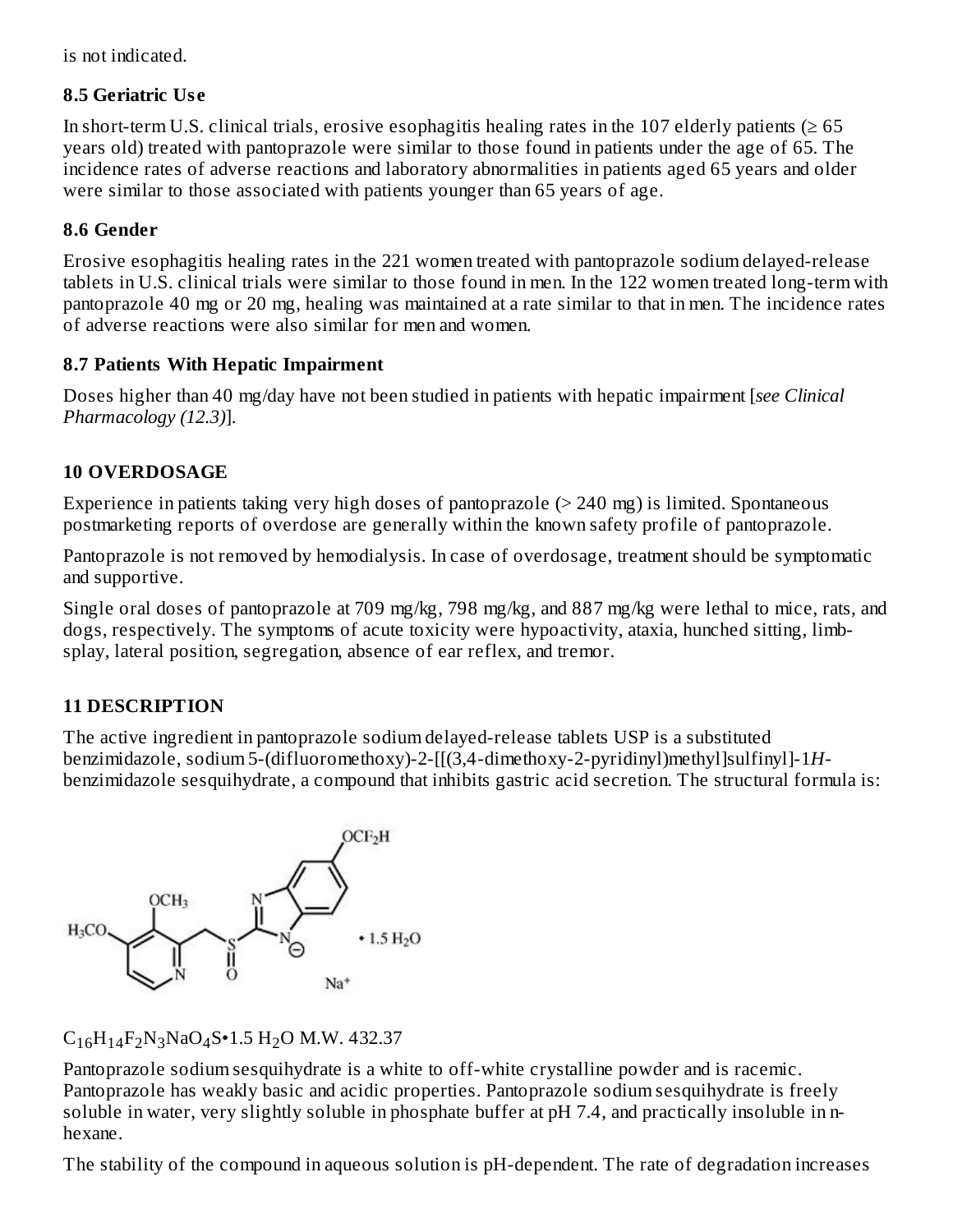is not indicated.

### 8.5 Geriatric Use

In short-term U.S. clinical trials, erosive esophagitis healing rates in the 107 elderly patients (≥ 65 years old) treated with pantoprazole were similar to those found in patients under the age of 65. The incidence rates of adverse reactions and laboratory abnormalities in patients aged 65 years and older were similar to those associated with patients younger than 65 years of age.

### 8.6 Gender

Erosive esophagitis healing rates in the 221 women treated with pantoprazole sodium delayed-release tablets in U.S. clinical trials were similar to those found in men. In the 122 women treated long-term with pantoprazole 40 mg or 20 mg, healing was maintained at a rate similar to that in men. The incidence rates of adverse reactions were also similar for men and women.

### 8.7 Patients With Hepatic Impairment

Doses higher than 40 mg/day have not been studied in patients with hepatic impairment [*see Clinical Pharmacology (12.3)*].

## 10 OVERDOSAGE

Experience in patients taking very high doses of pantoprazole (> 240 mg) is limited. Spontaneous postmarketing reports of overdose are generally within the known safety profile of pantoprazole.

Pantoprazole is not removed by hemodialysis. In case of overdosage, treatment should be symptomatic and supportive.

Single oral doses of pantoprazole at 709 mg/kg, 798 mg/kg, and 887 mg/kg were lethal to mice, rats, and dogs, respectively. The symptoms of acute toxicity were hypoactivity, ataxia, hunched sitting, limb-splay, lateral position, segregation, absence of ear reflex, and tremor.

## 11 DESCRIPTION

The active ingredient in pantoprazole sodium delayed-release tablets USP is a substituted benzimidazole, sodium 5-(difluoromethoxy)-2-[[(3,4-dimethoxy-2-pyridinyl)methyl]sulfinyl]-1*H*-benzimidazole sesquihydrate, a compound that inhibits gastric acid secretion. The structural formula is:

OCF$_2$H
OCH$_3$
H$_3$CO
N
S
O
N
N
• 1.5 H$_2$O
Na$^+$

$C_{16}H_{14}F_2N_3NaO_4S$•1.5 $H_2O$ M.W. 432.37

Pantoprazole sodium sesquihydrate is a white to off-white crystalline powder and is racemic. Pantoprazole has weakly basic and acidic properties. Pantoprazole sodium sesquihydrate is freely soluble in water, very slightly soluble in phosphate buffer at pH 7.4, and practically insoluble in n-hexane.

The stability of the compound in aqueous solution is pH-dependent. The rate of degradation increases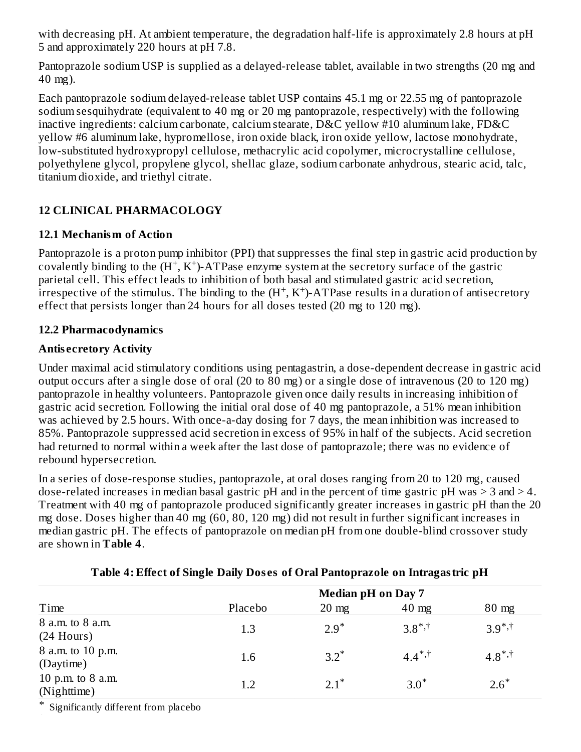with decreasing pH. At ambient temperature, the degradation half-life is approximately 2.8 hours at pH 5 and approximately 220 hours at pH 7.8.

Pantoprazole sodium USP is supplied as a delayed-release tablet, available in two strengths (20 mg and 40 mg).

Each pantoprazole sodium delayed-release tablet USP contains 45.1 mg or 22.55 mg of pantoprazole sodium sesquihydrate (equivalent to 40 mg or 20 mg pantoprazole, respectively) with the following inactive ingredients: calcium carbonate, calcium stearate, D&C yellow #10 aluminum lake, FD&C yellow #6 aluminum lake, hypromellose, iron oxide black, iron oxide yellow, lactose monohydrate, low-substituted hydroxypropyl cellulose, methacrylic acid copolymer, microcrystalline cellulose, polyethylene glycol, propylene glycol, shellac glaze, sodium carbonate anhydrous, stearic acid, talc, titanium dioxide, and triethyl citrate.

## 12 CLINICAL PHARMACOLOGY

### 12.1 Mechanism of Action

Pantoprazole is a proton pump inhibitor (PPI) that suppresses the final step in gastric acid production by covalently binding to the $(H^+, K^+)$-ATPase enzyme system at the secretory surface of the gastric parietal cell. This effect leads to inhibition of both basal and stimulated gastric acid secretion, irrespective of the stimulus. The binding to the $(H^+, K^+)$-ATPase results in a duration of antisecretory effect that persists longer than 24 hours for all doses tested (20 mg to 120 mg).

### 12.2 Pharmacodynamics

**Antisecretory Activity**

Under maximal acid stimulatory conditions using pentagastrin, a dose-dependent decrease in gastric acid output occurs after a single dose of oral (20 to 80 mg) or a single dose of intravenous (20 to 120 mg) pantoprazole in healthy volunteers. Pantoprazole given once daily results in increasing inhibition of gastric acid secretion. Following the initial oral dose of 40 mg pantoprazole, a 51% mean inhibition was achieved by 2.5 hours. With once-a-day dosing for 7 days, the mean inhibition was increased to 85%. Pantoprazole suppressed acid secretion in excess of 95% in half of the subjects. Acid secretion had returned to normal within a week after the last dose of pantoprazole; there was no evidence of rebound hypersecretion.

In a series of dose-response studies, pantoprazole, at oral doses ranging from 20 to 120 mg, caused dose-related increases in median basal gastric pH and in the percent of time gastric pH was > 3 and > 4. Treatment with 40 mg of pantoprazole produced significantly greater increases in gastric pH than the 20 mg dose. Doses higher than 40 mg (60, 80, 120 mg) did not result in further significant increases in median gastric pH. The effects of pantoprazole on median pH from one double-blind crossover study are shown in **Table 4**.

**Table 4: Effect of Single Daily Doses of Oral Pantoprazole on Intragastric pH**

| | Median pH on Day 7 | | | |
|---|---|---|---|---|
| Time | Placebo | 20 mg | 40 mg | 80 mg |
| 8 a.m. to 8 a.m. (24 Hours) | 1.3 | 2.9* | 3.8*,† | 3.9*,† |
| 8 a.m. to 10 p.m. (Daytime) | 1.6 | 3.2* | 4.4*,† | 4.8*,† |
| 10 p.m. to 8 a.m. (Nighttime) | 1.2 | 2.1* | 3.0* | 2.6* |

* Significantly different from placebo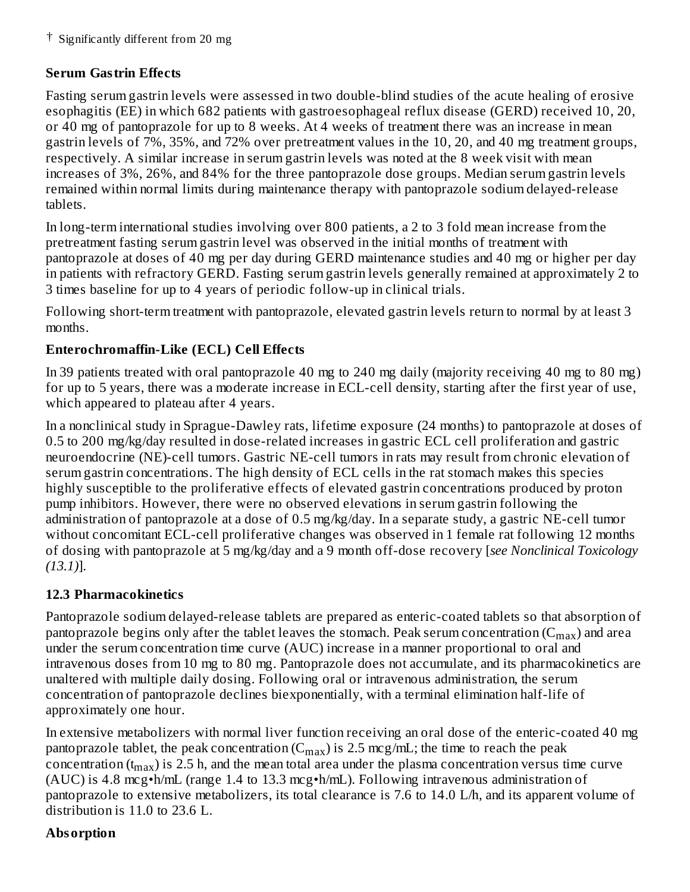† Significantly different from 20 mg

**Serum Gastrin Effects**

Fasting serum gastrin levels were assessed in two double-blind studies of the acute healing of erosive esophagitis (EE) in which 682 patients with gastroesophageal reflux disease (GERD) received 10, 20, or 40 mg of pantoprazole for up to 8 weeks. At 4 weeks of treatment there was an increase in mean gastrin levels of 7%, 35%, and 72% over pretreatment values in the 10, 20, and 40 mg treatment groups, respectively. A similar increase in serum gastrin levels was noted at the 8 week visit with mean increases of 3%, 26%, and 84% for the three pantoprazole dose groups. Median serum gastrin levels remained within normal limits during maintenance therapy with pantoprazole sodium delayed-release tablets.

In long-term international studies involving over 800 patients, a 2 to 3 fold mean increase from the pretreatment fasting serum gastrin level was observed in the initial months of treatment with pantoprazole at doses of 40 mg per day during GERD maintenance studies and 40 mg or higher per day in patients with refractory GERD. Fasting serum gastrin levels generally remained at approximately 2 to 3 times baseline for up to 4 years of periodic follow-up in clinical trials.

Following short-term treatment with pantoprazole, elevated gastrin levels return to normal by at least 3 months.

**Enterochromaffin-Like (ECL) Cell Effects**

In 39 patients treated with oral pantoprazole 40 mg to 240 mg daily (majority receiving 40 mg to 80 mg) for up to 5 years, there was a moderate increase in ECL-cell density, starting after the first year of use, which appeared to plateau after 4 years.

In a nonclinical study in Sprague-Dawley rats, lifetime exposure (24 months) to pantoprazole at doses of 0.5 to 200 mg/kg/day resulted in dose-related increases in gastric ECL cell proliferation and gastric neuroendocrine (NE)-cell tumors. Gastric NE-cell tumors in rats may result from chronic elevation of serum gastrin concentrations. The high density of ECL cells in the rat stomach makes this species highly susceptible to the proliferative effects of elevated gastrin concentrations produced by proton pump inhibitors. However, there were no observed elevations in serum gastrin following the administration of pantoprazole at a dose of 0.5 mg/kg/day. In a separate study, a gastric NE-cell tumor without concomitant ECL-cell proliferative changes was observed in 1 female rat following 12 months of dosing with pantoprazole at 5 mg/kg/day and a 9 month off-dose recovery [*see Nonclinical Toxicology (13.1)*].

**12.3 Pharmacokinetics**

Pantoprazole sodium delayed-release tablets are prepared as enteric-coated tablets so that absorption of pantoprazole begins only after the tablet leaves the stomach. Peak serum concentration ($C_{max}$) and area under the serum concentration time curve (AUC) increase in a manner proportional to oral and intravenous doses from 10 mg to 80 mg. Pantoprazole does not accumulate, and its pharmacokinetics are unaltered with multiple daily dosing. Following oral or intravenous administration, the serum concentration of pantoprazole declines biexponentially, with a terminal elimination half-life of approximately one hour.

In extensive metabolizers with normal liver function receiving an oral dose of the enteric-coated 40 mg pantoprazole tablet, the peak concentration ($C_{max}$) is 2.5 mcg/mL; the time to reach the peak concentration ($t_{max}$) is 2.5 h, and the mean total area under the plasma concentration versus time curve (AUC) is 4.8 mcg•h/mL (range 1.4 to 13.3 mcg•h/mL). Following intravenous administration of pantoprazole to extensive metabolizers, its total clearance is 7.6 to 14.0 L/h, and its apparent volume of distribution is 11.0 to 23.6 L.

**Absorption**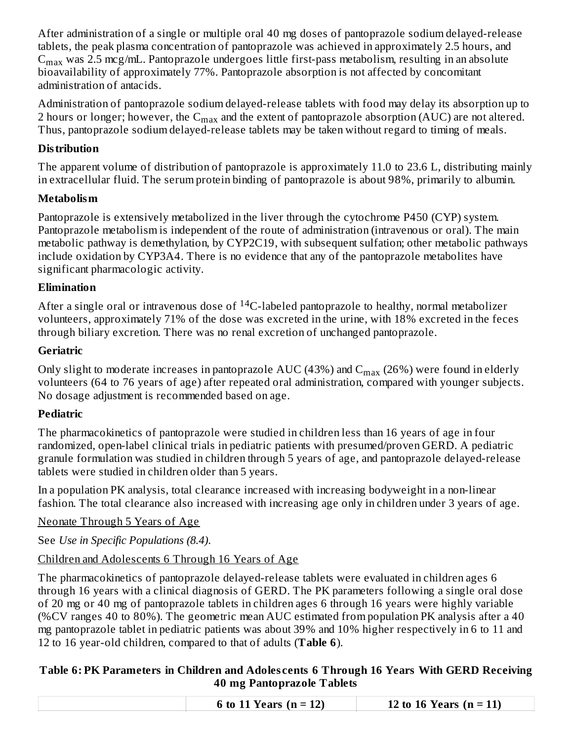After administration of a single or multiple oral 40 mg doses of pantoprazole sodium delayed-release tablets, the peak plasma concentration of pantoprazole was achieved in approximately 2.5 hours, and $C_{max}$ was 2.5 mcg/mL. Pantoprazole undergoes little first-pass metabolism, resulting in an absolute bioavailability of approximately 77%. Pantoprazole absorption is not affected by concomitant administration of antacids.

Administration of pantoprazole sodium delayed-release tablets with food may delay its absorption up to 2 hours or longer; however, the $C_{max}$ and the extent of pantoprazole absorption (AUC) are not altered. Thus, pantoprazole sodium delayed-release tablets may be taken without regard to timing of meals.

**Distribution**

The apparent volume of distribution of pantoprazole is approximately 11.0 to 23.6 L, distributing mainly in extracellular fluid. The serum protein binding of pantoprazole is about 98%, primarily to albumin.

**Metabolism**

Pantoprazole is extensively metabolized in the liver through the cytochrome P450 (CYP) system. Pantoprazole metabolism is independent of the route of administration (intravenous or oral). The main metabolic pathway is demethylation, by CYP2C19, with subsequent sulfation; other metabolic pathways include oxidation by CYP3A4. There is no evidence that any of the pantoprazole metabolites have significant pharmacologic activity.

**Elimination**

After a single oral or intravenous dose of $^{14}C$-labeled pantoprazole to healthy, normal metabolizer volunteers, approximately 71% of the dose was excreted in the urine, with 18% excreted in the feces through biliary excretion. There was no renal excretion of unchanged pantoprazole.

**Geriatric**

Only slight to moderate increases in pantoprazole AUC (43%) and $C_{max}$ (26%) were found in elderly volunteers (64 to 76 years of age) after repeated oral administration, compared with younger subjects. No dosage adjustment is recommended based on age.

**Pediatric**

The pharmacokinetics of pantoprazole were studied in children less than 16 years of age in four randomized, open-label clinical trials in pediatric patients with presumed/proven GERD. A pediatric granule formulation was studied in children through 5 years of age, and pantoprazole delayed-release tablets were studied in children older than 5 years.

In a population PK analysis, total clearance increased with increasing bodyweight in a non-linear fashion. The total clearance also increased with increasing age only in children under 3 years of age.

Neonate Through 5 Years of Age

See *Use in Specific Populations (8.4).*

Children and Adolescents 6 Through 16 Years of Age

The pharmacokinetics of pantoprazole delayed-release tablets were evaluated in children ages 6 through 16 years with a clinical diagnosis of GERD. The PK parameters following a single oral dose of 20 mg or 40 mg of pantoprazole tablets in children ages 6 through 16 years were highly variable (%CV ranges 40 to 80%). The geometric mean AUC estimated from population PK analysis after a 40 mg pantoprazole tablet in pediatric patients was about 39% and 10% higher respectively in 6 to 11 and 12 to 16 year-old children, compared to that of adults (**Table 6**).

**Table 6: PK Parameters in Children and Adolescents 6 Through 16 Years With GERD Receiving 40 mg Pantoprazole Tablets**

| | 6 to 11 Years (n = 12) | 12 to 16 Years (n = 11) |
|---|---|---|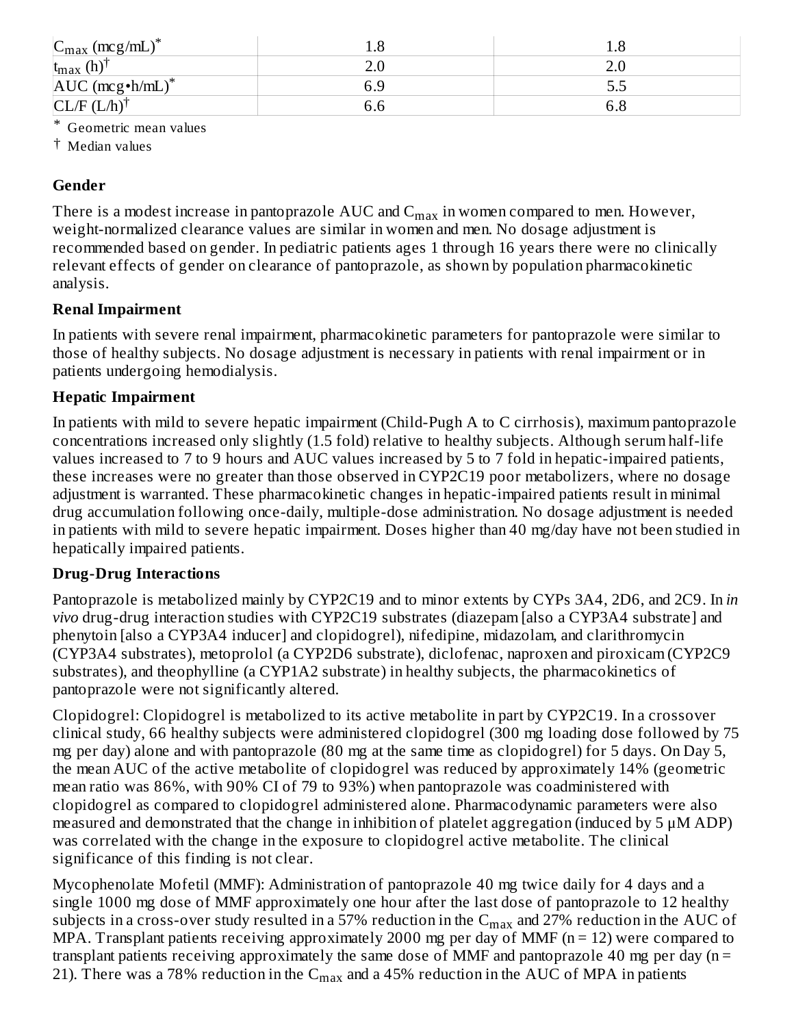| | | |
|---|---|---|
| $C_{max}$ (mcg/mL)* | 1.8 | 1.8 |
| $t_{max}$ (h)† | 2.0 | 2.0 |
| AUC (mcg•h/mL)* | 6.9 | 5.5 |
| CL/F (L/h)† | 6.6 | 6.8 |

\* Geometric mean values

† Median values

**Gender**

There is a modest increase in pantoprazole AUC and $C_{max}$ in women compared to men. However, weight-normalized clearance values are similar in women and men. No dosage adjustment is recommended based on gender. In pediatric patients ages 1 through 16 years there were no clinically relevant effects of gender on clearance of pantoprazole, as shown by population pharmacokinetic analysis.

**Renal Impairment**

In patients with severe renal impairment, pharmacokinetic parameters for pantoprazole were similar to those of healthy subjects. No dosage adjustment is necessary in patients with renal impairment or in patients undergoing hemodialysis.

**Hepatic Impairment**

In patients with mild to severe hepatic impairment (Child-Pugh A to C cirrhosis), maximum pantoprazole concentrations increased only slightly (1.5 fold) relative to healthy subjects. Although serum half-life values increased to 7 to 9 hours and AUC values increased by 5 to 7 fold in hepatic-impaired patients, these increases were no greater than those observed in CYP2C19 poor metabolizers, where no dosage adjustment is warranted. These pharmacokinetic changes in hepatic-impaired patients result in minimal drug accumulation following once-daily, multiple-dose administration. No dosage adjustment is needed in patients with mild to severe hepatic impairment. Doses higher than 40 mg/day have not been studied in hepatically impaired patients.

**Drug-Drug Interactions**

Pantoprazole is metabolized mainly by CYP2C19 and to minor extents by CYPs 3A4, 2D6, and 2C9. In *in vivo* drug-drug interaction studies with CYP2C19 substrates (diazepam [also a CYP3A4 substrate] and phenytoin [also a CYP3A4 inducer] and clopidogrel), nifedipine, midazolam, and clarithromycin (CYP3A4 substrates), metoprolol (a CYP2D6 substrate), diclofenac, naproxen and piroxicam (CYP2C9 substrates), and theophylline (a CYP1A2 substrate) in healthy subjects, the pharmacokinetics of pantoprazole were not significantly altered.

Clopidogrel: Clopidogrel is metabolized to its active metabolite in part by CYP2C19. In a crossover clinical study, 66 healthy subjects were administered clopidogrel (300 mg loading dose followed by 75 mg per day) alone and with pantoprazole (80 mg at the same time as clopidogrel) for 5 days. On Day 5, the mean AUC of the active metabolite of clopidogrel was reduced by approximately 14% (geometric mean ratio was 86%, with 90% CI of 79 to 93%) when pantoprazole was coadministered with clopidogrel as compared to clopidogrel administered alone. Pharmacodynamic parameters were also measured and demonstrated that the change in inhibition of platelet aggregation (induced by 5 µM ADP) was correlated with the change in the exposure to clopidogrel active metabolite. The clinical significance of this finding is not clear.

Mycophenolate Mofetil (MMF): Administration of pantoprazole 40 mg twice daily for 4 days and a single 1000 mg dose of MMF approximately one hour after the last dose of pantoprazole to 12 healthy subjects in a cross-over study resulted in a 57% reduction in the $C_{max}$ and 27% reduction in the AUC of MPA. Transplant patients receiving approximately 2000 mg per day of MMF (n = 12) were compared to transplant patients receiving approximately the same dose of MMF and pantoprazole 40 mg per day (n = 21). There was a 78% reduction in the $C_{max}$ and a 45% reduction in the AUC of MPA in patients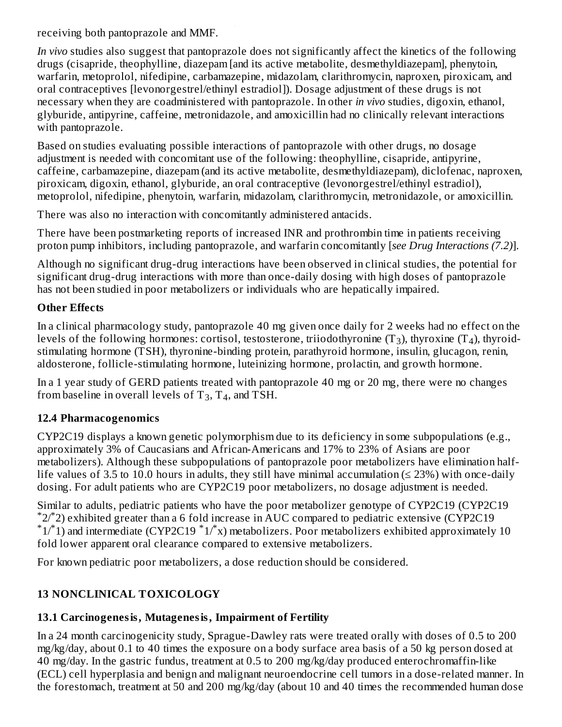receiving both pantoprazole and MMF.

*In vivo* studies also suggest that pantoprazole does not significantly affect the kinetics of the following drugs (cisapride, theophylline, diazepam [and its active metabolite, desmethyldiazepam], phenytoin, warfarin, metoprolol, nifedipine, carbamazepine, midazolam, clarithromycin, naproxen, piroxicam, and oral contraceptives [levonorgestrel/ethinyl estradiol]). Dosage adjustment of these drugs is not necessary when they are coadministered with pantoprazole. In other *in vivo* studies, digoxin, ethanol, glyburide, antipyrine, caffeine, metronidazole, and amoxicillin had no clinically relevant interactions with pantoprazole.

Based on studies evaluating possible interactions of pantoprazole with other drugs, no dosage adjustment is needed with concomitant use of the following: theophylline, cisapride, antipyrine, caffeine, carbamazepine, diazepam (and its active metabolite, desmethyldiazepam), diclofenac, naproxen, piroxicam, digoxin, ethanol, glyburide, an oral contraceptive (levonorgestrel/ethinyl estradiol), metoprolol, nifedipine, phenytoin, warfarin, midazolam, clarithromycin, metronidazole, or amoxicillin.

There was also no interaction with concomitantly administered antacids.

There have been postmarketing reports of increased INR and prothrombin time in patients receiving proton pump inhibitors, including pantoprazole, and warfarin concomitantly [*see Drug Interactions (7.2)*].

Although no significant drug-drug interactions have been observed in clinical studies, the potential for significant drug-drug interactions with more than once-daily dosing with high doses of pantoprazole has not been studied in poor metabolizers or individuals who are hepatically impaired.

**Other Effects**

In a clinical pharmacology study, pantoprazole 40 mg given once daily for 2 weeks had no effect on the levels of the following hormones: cortisol, testosterone, triiodothyronine ($T_3$), thyroxine ($T_4$), thyroid-stimulating hormone (TSH), thyronine-binding protein, parathyroid hormone, insulin, glucagon, renin, aldosterone, follicle-stimulating hormone, luteinizing hormone, prolactin, and growth hormone.

In a 1 year study of GERD patients treated with pantoprazole 40 mg or 20 mg, there were no changes from baseline in overall levels of $T_3$, $T_4$, and TSH.

### 12.4 Pharmacogenomics

CYP2C19 displays a known genetic polymorphism due to its deficiency in some subpopulations (e.g., approximately 3% of Caucasians and African-Americans and 17% to 23% of Asians are poor metabolizers). Although these subpopulations of pantoprazole poor metabolizers have elimination half-life values of 3.5 to 10.0 hours in adults, they still have minimal accumulation (≤ 23%) with once-daily dosing. For adult patients who are CYP2C19 poor metabolizers, no dosage adjustment is needed.

Similar to adults, pediatric patients who have the poor metabolizer genotype of CYP2C19 (CYP2C19 $^*2/^*2$) exhibited greater than a 6 fold increase in AUC compared to pediatric extensive (CYP2C19 $^*1/^*1$) and intermediate (CYP2C19 $^*1/^*x$) metabolizers. Poor metabolizers exhibited approximately 10 fold lower apparent oral clearance compared to extensive metabolizers.

For known pediatric poor metabolizers, a dose reduction should be considered.

## 13 NONCLINICAL TOXICOLOGY

### 13.1 Carcinogenesis, Mutagenesis, Impairment of Fertility

In a 24 month carcinogenicity study, Sprague-Dawley rats were treated orally with doses of 0.5 to 200 mg/kg/day, about 0.1 to 40 times the exposure on a body surface area basis of a 50 kg person dosed at 40 mg/day. In the gastric fundus, treatment at 0.5 to 200 mg/kg/day produced enterochromaffin-like (ECL) cell hyperplasia and benign and malignant neuroendocrine cell tumors in a dose-related manner. In the forestomach, treatment at 50 and 200 mg/kg/day (about 10 and 40 times the recommended human dose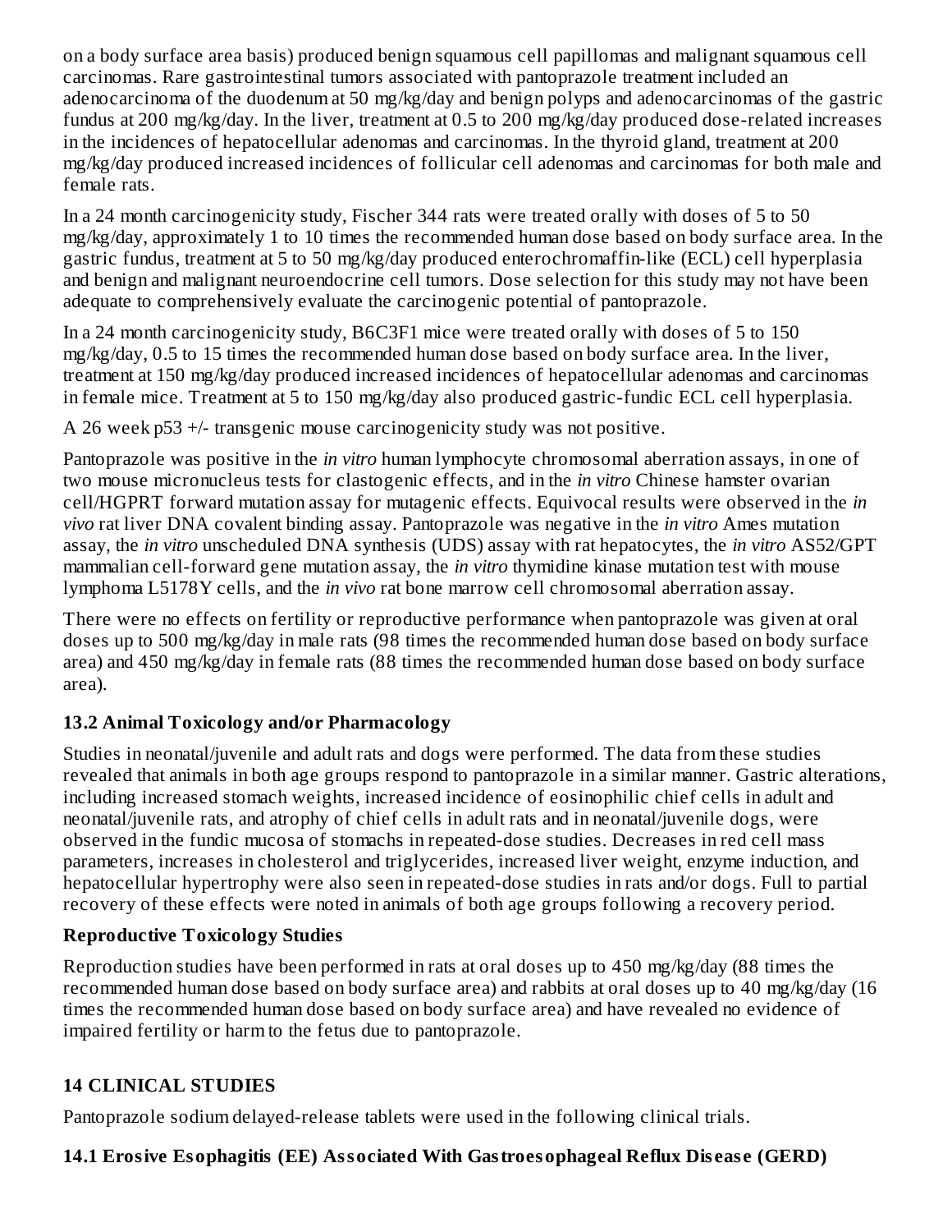on a body surface area basis) produced benign squamous cell papillomas and malignant squamous cell carcinomas. Rare gastrointestinal tumors associated with pantoprazole treatment included an adenocarcinoma of the duodenum at 50 mg/kg/day and benign polyps and adenocarcinomas of the gastric fundus at 200 mg/kg/day. In the liver, treatment at 0.5 to 200 mg/kg/day produced dose-related increases in the incidences of hepatocellular adenomas and carcinomas. In the thyroid gland, treatment at 200 mg/kg/day produced increased incidences of follicular cell adenomas and carcinomas for both male and female rats.

In a 24 month carcinogenicity study, Fischer 344 rats were treated orally with doses of 5 to 50 mg/kg/day, approximately 1 to 10 times the recommended human dose based on body surface area. In the gastric fundus, treatment at 5 to 50 mg/kg/day produced enterochromaffin-like (ECL) cell hyperplasia and benign and malignant neuroendocrine cell tumors. Dose selection for this study may not have been adequate to comprehensively evaluate the carcinogenic potential of pantoprazole.

In a 24 month carcinogenicity study, B6C3F1 mice were treated orally with doses of 5 to 150 mg/kg/day, 0.5 to 15 times the recommended human dose based on body surface area. In the liver, treatment at 150 mg/kg/day produced increased incidences of hepatocellular adenomas and carcinomas in female mice. Treatment at 5 to 150 mg/kg/day also produced gastric-fundic ECL cell hyperplasia.

A 26 week p53 +/- transgenic mouse carcinogenicity study was not positive.

Pantoprazole was positive in the *in vitro* human lymphocyte chromosomal aberration assays, in one of two mouse micronucleus tests for clastogenic effects, and in the *in vitro* Chinese hamster ovarian cell/HGPRT forward mutation assay for mutagenic effects. Equivocal results were observed in the *in vivo* rat liver DNA covalent binding assay. Pantoprazole was negative in the *in vitro* Ames mutation assay, the *in vitro* unscheduled DNA synthesis (UDS) assay with rat hepatocytes, the *in vitro* AS52/GPT mammalian cell-forward gene mutation assay, the *in vitro* thymidine kinase mutation test with mouse lymphoma L5178Y cells, and the *in vivo* rat bone marrow cell chromosomal aberration assay.

There were no effects on fertility or reproductive performance when pantoprazole was given at oral doses up to 500 mg/kg/day in male rats (98 times the recommended human dose based on body surface area) and 450 mg/kg/day in female rats (88 times the recommended human dose based on body surface area).

### 13.2 Animal Toxicology and/or Pharmacology

Studies in neonatal/juvenile and adult rats and dogs were performed. The data from these studies revealed that animals in both age groups respond to pantoprazole in a similar manner. Gastric alterations, including increased stomach weights, increased incidence of eosinophilic chief cells in adult and neonatal/juvenile rats, and atrophy of chief cells in adult rats and in neonatal/juvenile dogs, were observed in the fundic mucosa of stomachs in repeated-dose studies. Decreases in red cell mass parameters, increases in cholesterol and triglycerides, increased liver weight, enzyme induction, and hepatocellular hypertrophy were also seen in repeated-dose studies in rats and/or dogs. Full to partial recovery of these effects were noted in animals of both age groups following a recovery period.

**Reproductive Toxicology Studies**

Reproduction studies have been performed in rats at oral doses up to 450 mg/kg/day (88 times the recommended human dose based on body surface area) and rabbits at oral doses up to 40 mg/kg/day (16 times the recommended human dose based on body surface area) and have revealed no evidence of impaired fertility or harm to the fetus due to pantoprazole.

## 14 CLINICAL STUDIES

Pantoprazole sodium delayed-release tablets were used in the following clinical trials.

### 14.1 Erosive Esophagitis (EE) Associated With Gastroesophageal Reflux Disease (GERD)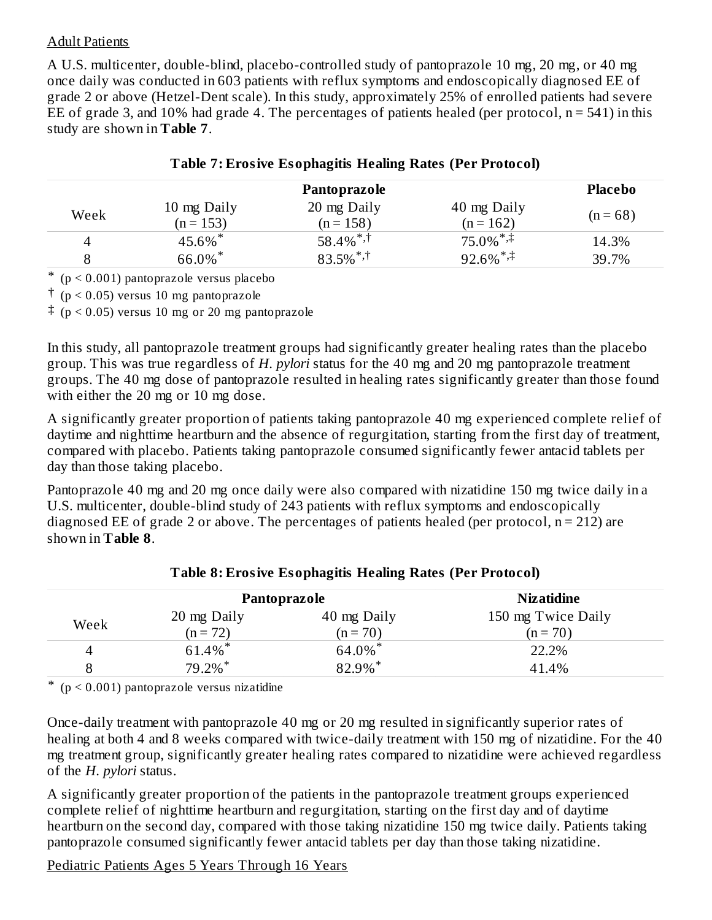Adult Patients

A U.S. multicenter, double-blind, placebo-controlled study of pantoprazole 10 mg, 20 mg, or 40 mg once daily was conducted in 603 patients with reflux symptoms and endoscopically diagnosed EE of grade 2 or above (Hetzel-Dent scale). In this study, approximately 25% of enrolled patients had severe EE of grade 3, and 10% had grade 4. The percentages of patients healed (per protocol, n = 541) in this study are shown in **Table 7**.

**Table 7: Erosive Esophagitis Healing Rates (Per Protocol)**

| Week | Pantoprazole 10 mg Daily (n = 153) | Pantoprazole 20 mg Daily (n = 158) | Pantoprazole 40 mg Daily (n = 162) | Placebo (n = 68) |
|---|---|---|---|---|
| 4 | 45.6%* | 58.4%*,† | 75.0%*,‡ | 14.3% |
| 8 | 66.0%* | 83.5%*,† | 92.6%*,‡ | 39.7% |

* ($p < 0.001$) pantoprazole versus placebo

† ($p < 0.05$) versus 10 mg pantoprazole

‡ ($p < 0.05$) versus 10 mg or 20 mg pantoprazole

In this study, all pantoprazole treatment groups had significantly greater healing rates than the placebo group. This was true regardless of *H. pylori* status for the 40 mg and 20 mg pantoprazole treatment groups. The 40 mg dose of pantoprazole resulted in healing rates significantly greater than those found with either the 20 mg or 10 mg dose.

A significantly greater proportion of patients taking pantoprazole 40 mg experienced complete relief of daytime and nighttime heartburn and the absence of regurgitation, starting from the first day of treatment, compared with placebo. Patients taking pantoprazole consumed significantly fewer antacid tablets per day than those taking placebo.

Pantoprazole 40 mg and 20 mg once daily were also compared with nizatidine 150 mg twice daily in a U.S. multicenter, double-blind study of 243 patients with reflux symptoms and endoscopically diagnosed EE of grade 2 or above. The percentages of patients healed (per protocol, n = 212) are shown in **Table 8**.

**Table 8: Erosive Esophagitis Healing Rates (Per Protocol)**

| Week | Pantoprazole 20 mg Daily (n = 72) | Pantoprazole 40 mg Daily (n = 70) | Nizatidine 150 mg Twice Daily (n = 70) |
|---|---|---|---|
| 4 | 61.4%* | 64.0%* | 22.2% |
| 8 | 79.2%* | 82.9%* | 41.4% |

* ($p < 0.001$) pantoprazole versus nizatidine

Once-daily treatment with pantoprazole 40 mg or 20 mg resulted in significantly superior rates of healing at both 4 and 8 weeks compared with twice-daily treatment with 150 mg of nizatidine. For the 40 mg treatment group, significantly greater healing rates compared to nizatidine were achieved regardless of the *H. pylori* status.

A significantly greater proportion of the patients in the pantoprazole treatment groups experienced complete relief of nighttime heartburn and regurgitation, starting on the first day and of daytime heartburn on the second day, compared with those taking nizatidine 150 mg twice daily. Patients taking pantoprazole consumed significantly fewer antacid tablets per day than those taking nizatidine.

Pediatric Patients Ages 5 Years Through 16 Years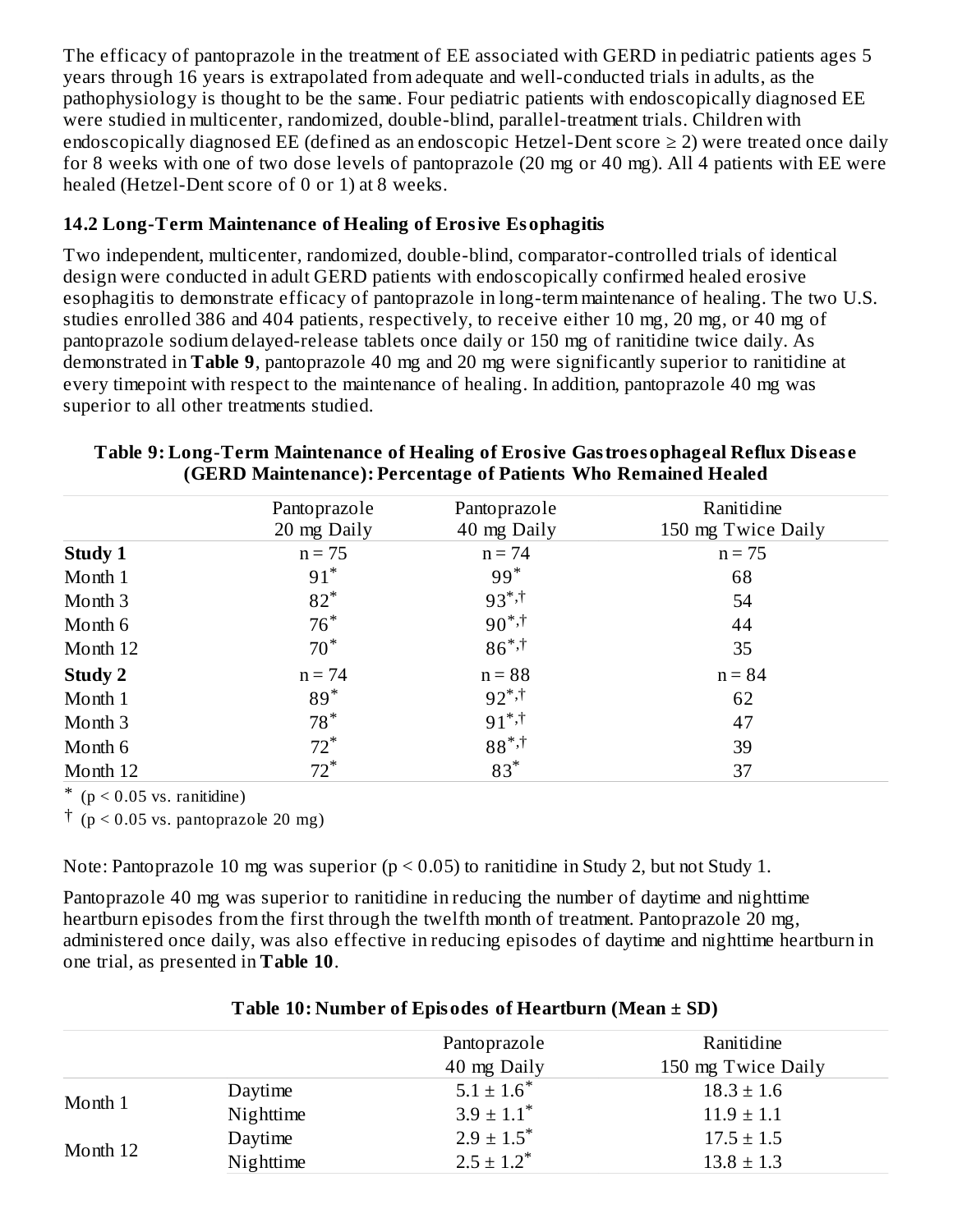The efficacy of pantoprazole in the treatment of EE associated with GERD in pediatric patients ages 5 years through 16 years is extrapolated from adequate and well-conducted trials in adults, as the pathophysiology is thought to be the same. Four pediatric patients with endoscopically diagnosed EE were studied in multicenter, randomized, double-blind, parallel-treatment trials. Children with endoscopically diagnosed EE (defined as an endoscopic Hetzel-Dent score ≥ 2) were treated once daily for 8 weeks with one of two dose levels of pantoprazole (20 mg or 40 mg). All 4 patients with EE were healed (Hetzel-Dent score of 0 or 1) at 8 weeks.

### 14.2 Long-Term Maintenance of Healing of Erosive Esophagitis

Two independent, multicenter, randomized, double-blind, comparator-controlled trials of identical design were conducted in adult GERD patients with endoscopically confirmed healed erosive esophagitis to demonstrate efficacy of pantoprazole in long-term maintenance of healing. The two U.S. studies enrolled 386 and 404 patients, respectively, to receive either 10 mg, 20 mg, or 40 mg of pantoprazole sodium delayed-release tablets once daily or 150 mg of ranitidine twice daily. As demonstrated in **Table 9**, pantoprazole 40 mg and 20 mg were significantly superior to ranitidine at every timepoint with respect to the maintenance of healing. In addition, pantoprazole 40 mg was superior to all other treatments studied.

**Table 9: Long-Term Maintenance of Healing of Erosive Gastroesophageal Reflux Disease (GERD Maintenance): Percentage of Patients Who Remained Healed**

| | Pantoprazole 20 mg Daily | Pantoprazole 40 mg Daily | Ranitidine 150 mg Twice Daily |
|---|---|---|---|
| **Study 1** | n = 75 | n = 74 | n = 75 |
| Month 1 | 91* | 99* | 68 |
| Month 3 | 82* | 93*,† | 54 |
| Month 6 | 76* | 90*,† | 44 |
| Month 12 | 70* | 86*,† | 35 |
| **Study 2** | n = 74 | n = 88 | n = 84 |
| Month 1 | 89* | 92*,† | 62 |
| Month 3 | 78* | 91*,† | 47 |
| Month 6 | 72* | 88*,† | 39 |
| Month 12 | 72* | 83* | 37 |

* ($p < 0.05$ vs. ranitidine)

† ($p < 0.05$ vs. pantoprazole 20 mg)

Note: Pantoprazole 10 mg was superior ($p < 0.05$) to ranitidine in Study 2, but not Study 1.

Pantoprazole 40 mg was superior to ranitidine in reducing the number of daytime and nighttime heartburn episodes from the first through the twelfth month of treatment. Pantoprazole 20 mg, administered once daily, was also effective in reducing episodes of daytime and nighttime heartburn in one trial, as presented in **Table 10**.

**Table 10: Number of Episodes of Heartburn (Mean ± SD)**

| | | Pantoprazole 40 mg Daily | Ranitidine 150 mg Twice Daily |
|---|---|---|---|
| Month 1 | Daytime | 5.1 ± 1.6* | 18.3 ± 1.6 |
| | Nighttime | 3.9 ± 1.1* | 11.9 ± 1.1 |
| Month 12 | Daytime | 2.9 ± 1.5* | 17.5 ± 1.5 |
| | Nighttime | 2.5 ± 1.2* | 13.8 ± 1.3 |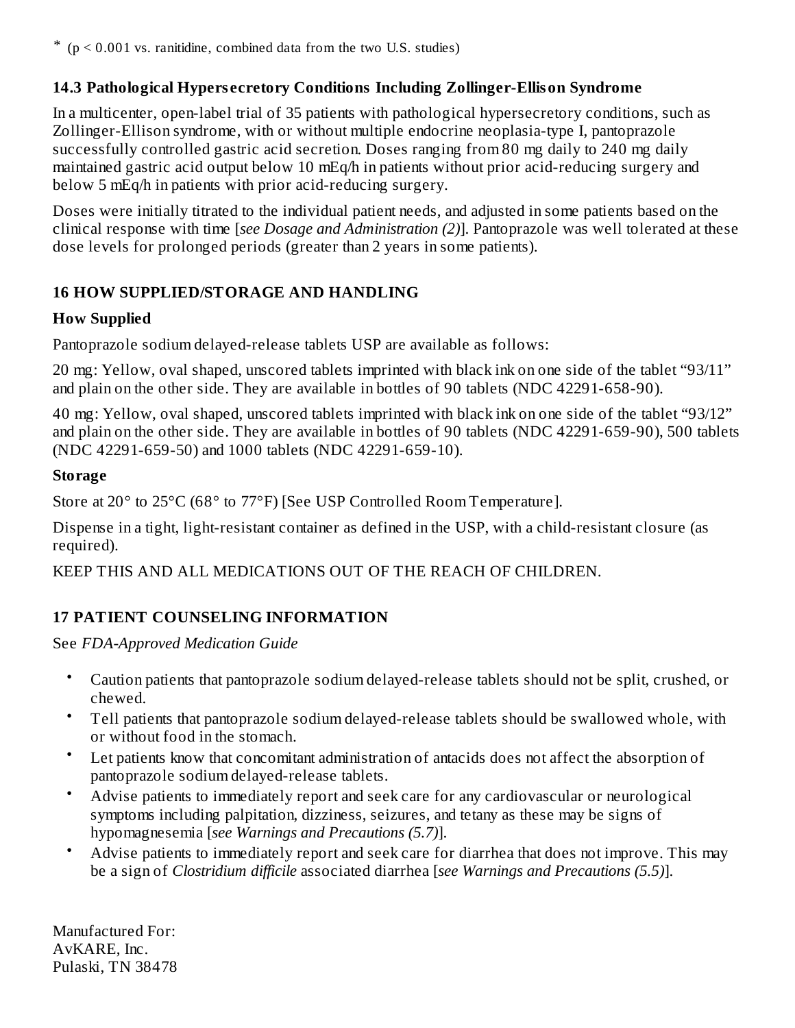* ($p < 0.001$ vs. ranitidine, combined data from the two U.S. studies)

### 14.3 Pathological Hypersecretory Conditions Including Zollinger-Ellison Syndrome

In a multicenter, open-label trial of 35 patients with pathological hypersecretory conditions, such as Zollinger-Ellison syndrome, with or without multiple endocrine neoplasia-type I, pantoprazole successfully controlled gastric acid secretion. Doses ranging from 80 mg daily to 240 mg daily maintained gastric acid output below 10 mEq/h in patients without prior acid-reducing surgery and below 5 mEq/h in patients with prior acid-reducing surgery.

Doses were initially titrated to the individual patient needs, and adjusted in some patients based on the clinical response with time [*see Dosage and Administration (2)*]. Pantoprazole was well tolerated at these dose levels for prolonged periods (greater than 2 years in some patients).

## 16 HOW SUPPLIED/STORAGE AND HANDLING

**How Supplied**

Pantoprazole sodium delayed-release tablets USP are available as follows:

20 mg: Yellow, oval shaped, unscored tablets imprinted with black ink on one side of the tablet “93/11” and plain on the other side. They are available in bottles of 90 tablets (NDC 42291-658-90).

40 mg: Yellow, oval shaped, unscored tablets imprinted with black ink on one side of the tablet “93/12” and plain on the other side. They are available in bottles of 90 tablets (NDC 42291-659-90), 500 tablets (NDC 42291-659-50) and 1000 tablets (NDC 42291-659-10).

**Storage**

Store at 20° to 25°C (68° to 77°F) [See USP Controlled Room Temperature].

Dispense in a tight, light-resistant container as defined in the USP, with a child-resistant closure (as required).

KEEP THIS AND ALL MEDICATIONS OUT OF THE REACH OF CHILDREN.

## 17 PATIENT COUNSELING INFORMATION

See *FDA-Approved Medication Guide*

- Caution patients that pantoprazole sodium delayed-release tablets should not be split, crushed, or chewed.
- Tell patients that pantoprazole sodium delayed-release tablets should be swallowed whole, with or without food in the stomach.
- Let patients know that concomitant administration of antacids does not affect the absorption of pantoprazole sodium delayed-release tablets.
- Advise patients to immediately report and seek care for any cardiovascular or neurological symptoms including palpitation, dizziness, seizures, and tetany as these may be signs of hypomagnesemia [*see Warnings and Precautions (5.7)*].
- Advise patients to immediately report and seek care for diarrhea that does not improve. This may be a sign of *Clostridium difficile* associated diarrhea [*see Warnings and Precautions (5.5)*].

Manufactured For:
AvKARE, Inc.
Pulaski, TN 38478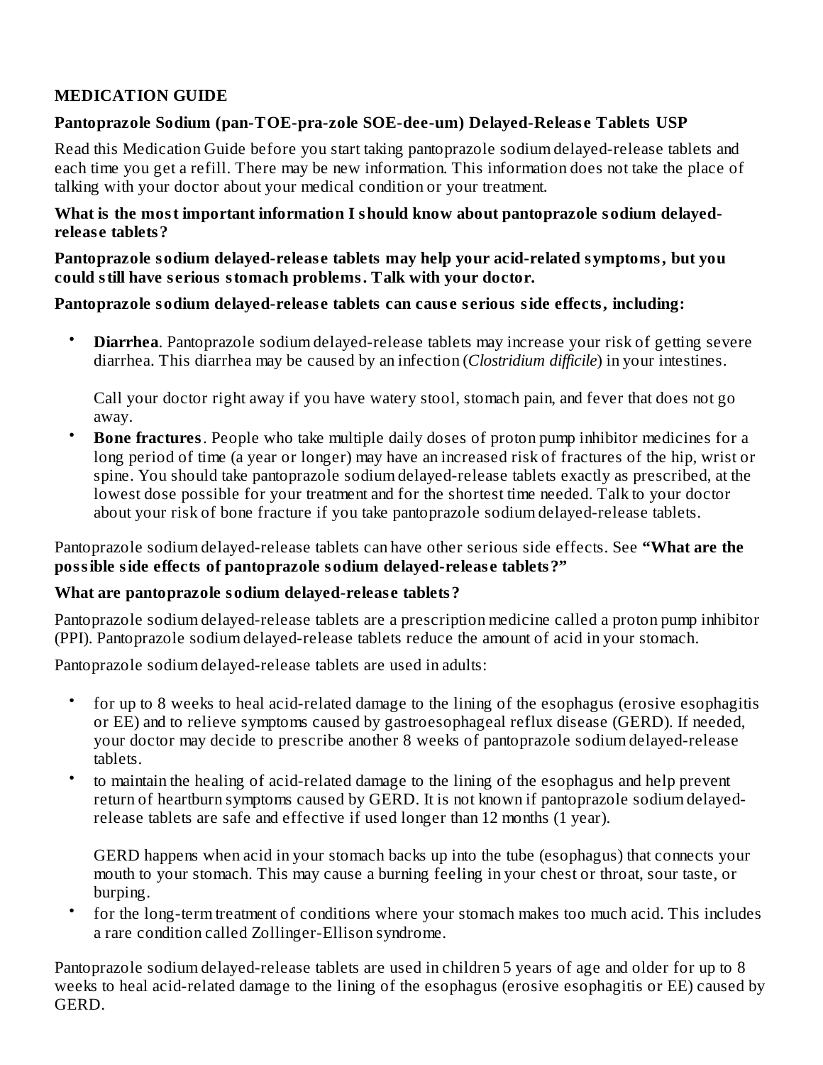## MEDICATION GUIDE

### Pantoprazole Sodium (pan-TOE-pra-zole SOE-dee-um) Delayed-Release Tablets USP

Read this Medication Guide before you start taking pantoprazole sodium delayed-release tablets and each time you get a refill. There may be new information. This information does not take the place of talking with your doctor about your medical condition or your treatment.

**What is the most important information I should know about pantoprazole sodium delayed-release tablets?**

**Pantoprazole sodium delayed-release tablets may help your acid-related symptoms, but you could still have serious stomach problems. Talk with your doctor.**

**Pantoprazole sodium delayed-release tablets can cause serious side effects, including:**

- **Diarrhea**. Pantoprazole sodium delayed-release tablets may increase your risk of getting severe diarrhea. This diarrhea may be caused by an infection (*Clostridium difficile*) in your intestines.

  Call your doctor right away if you have watery stool, stomach pain, and fever that does not go away.
- **Bone fractures**. People who take multiple daily doses of proton pump inhibitor medicines for a long period of time (a year or longer) may have an increased risk of fractures of the hip, wrist or spine. You should take pantoprazole sodium delayed-release tablets exactly as prescribed, at the lowest dose possible for your treatment and for the shortest time needed. Talk to your doctor about your risk of bone fracture if you take pantoprazole sodium delayed-release tablets.

Pantoprazole sodium delayed-release tablets can have other serious side effects. See **"What are the possible side effects of pantoprazole sodium delayed-release tablets?"**

**What are pantoprazole sodium delayed-release tablets?**

Pantoprazole sodium delayed-release tablets are a prescription medicine called a proton pump inhibitor (PPI). Pantoprazole sodium delayed-release tablets reduce the amount of acid in your stomach.

Pantoprazole sodium delayed-release tablets are used in adults:

- for up to 8 weeks to heal acid-related damage to the lining of the esophagus (erosive esophagitis or EE) and to relieve symptoms caused by gastroesophageal reflux disease (GERD). If needed, your doctor may decide to prescribe another 8 weeks of pantoprazole sodium delayed-release tablets.
- to maintain the healing of acid-related damage to the lining of the esophagus and help prevent return of heartburn symptoms caused by GERD. It is not known if pantoprazole sodium delayed-release tablets are safe and effective if used longer than 12 months (1 year).

  GERD happens when acid in your stomach backs up into the tube (esophagus) that connects your mouth to your stomach. This may cause a burning feeling in your chest or throat, sour taste, or burping.
- for the long-term treatment of conditions where your stomach makes too much acid. This includes a rare condition called Zollinger-Ellison syndrome.

Pantoprazole sodium delayed-release tablets are used in children 5 years of age and older for up to 8 weeks to heal acid-related damage to the lining of the esophagus (erosive esophagitis or EE) caused by GERD.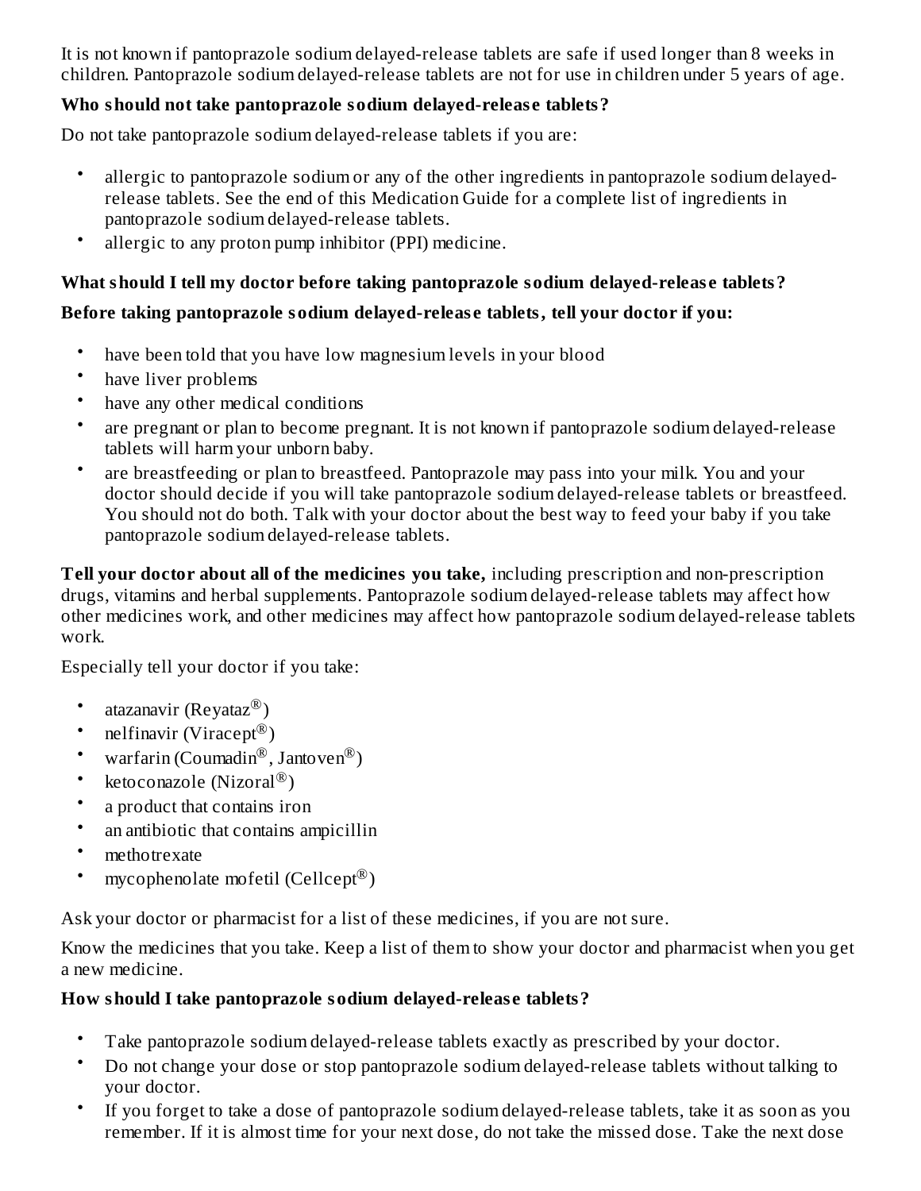It is not known if pantoprazole sodium delayed-release tablets are safe if used longer than 8 weeks in children. Pantoprazole sodium delayed-release tablets are not for use in children under 5 years of age.

**Who should not take pantoprazole sodium delayed-release tablets?**

Do not take pantoprazole sodium delayed-release tablets if you are:

- allergic to pantoprazole sodium or any of the other ingredients in pantoprazole sodium delayed-release tablets. See the end of this Medication Guide for a complete list of ingredients in pantoprazole sodium delayed-release tablets.
- allergic to any proton pump inhibitor (PPI) medicine.

**What should I tell my doctor before taking pantoprazole sodium delayed-release tablets?**

**Before taking pantoprazole sodium delayed-release tablets, tell your doctor if you:**

- have been told that you have low magnesium levels in your blood
- have liver problems
- have any other medical conditions
- are pregnant or plan to become pregnant. It is not known if pantoprazole sodium delayed-release tablets will harm your unborn baby.
- are breastfeeding or plan to breastfeed. Pantoprazole may pass into your milk. You and your doctor should decide if you will take pantoprazole sodium delayed-release tablets or breastfeed. You should not do both. Talk with your doctor about the best way to feed your baby if you take pantoprazole sodium delayed-release tablets.

**Tell your doctor about all of the medicines you take,** including prescription and non-prescription drugs, vitamins and herbal supplements. Pantoprazole sodium delayed-release tablets may affect how other medicines work, and other medicines may affect how pantoprazole sodium delayed-release tablets work.

Especially tell your doctor if you take:

- atazanavir (Reyataz®)
- nelfinavir (Viracept®)
- warfarin (Coumadin®, Jantoven®)
- ketoconazole (Nizoral®)
- a product that contains iron
- an antibiotic that contains ampicillin
- methotrexate
- mycophenolate mofetil (Cellcept®)

Ask your doctor or pharmacist for a list of these medicines, if you are not sure.

Know the medicines that you take. Keep a list of them to show your doctor and pharmacist when you get a new medicine.

**How should I take pantoprazole sodium delayed-release tablets?**

- Take pantoprazole sodium delayed-release tablets exactly as prescribed by your doctor.
- Do not change your dose or stop pantoprazole sodium delayed-release tablets without talking to your doctor.
- If you forget to take a dose of pantoprazole sodium delayed-release tablets, take it as soon as you remember. If it is almost time for your next dose, do not take the missed dose. Take the next dose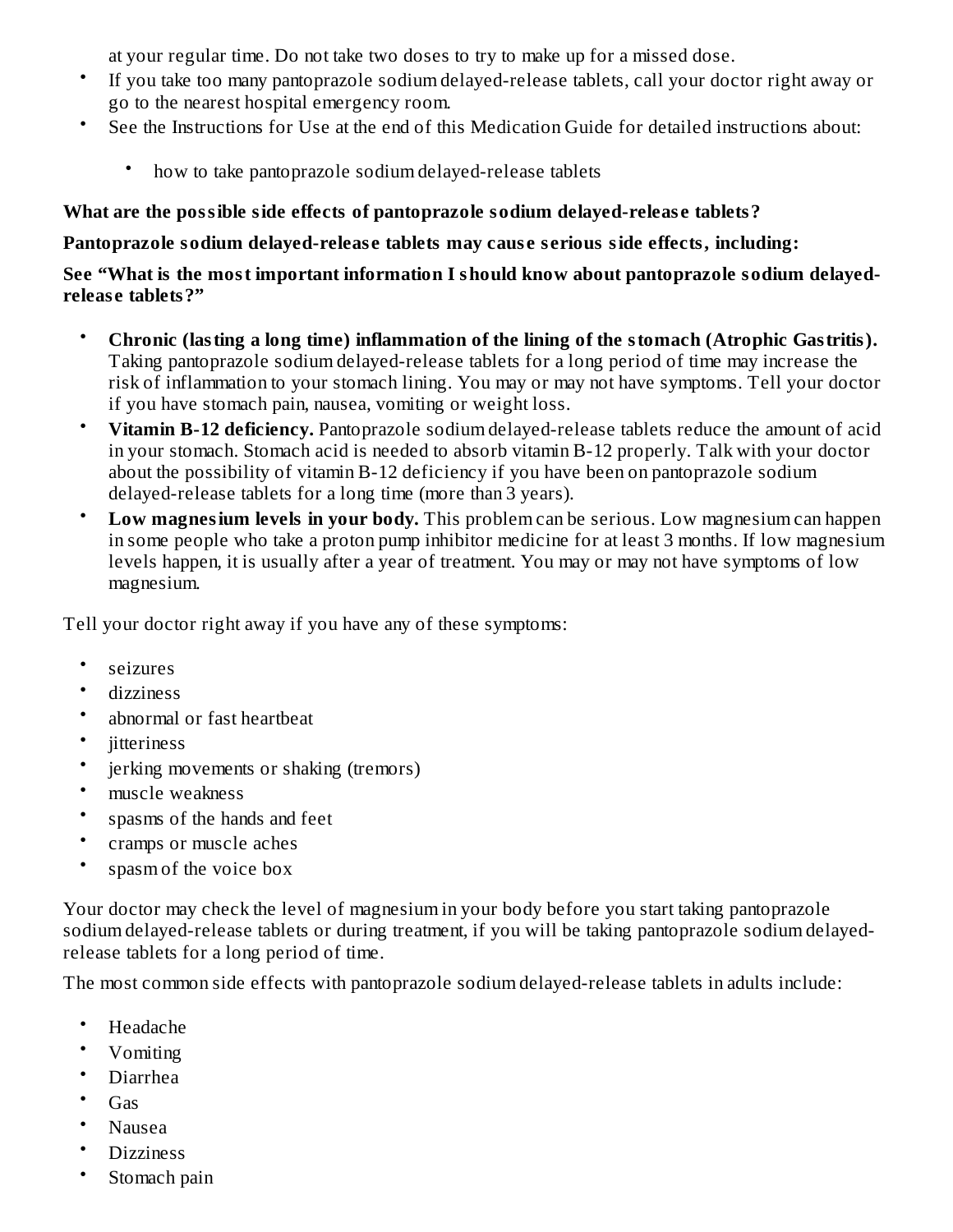at your regular time. Do not take two doses to try to make up for a missed dose.

- If you take too many pantoprazole sodium delayed-release tablets, call your doctor right away or go to the nearest hospital emergency room.
- See the Instructions for Use at the end of this Medication Guide for detailed instructions about:
    - how to take pantoprazole sodium delayed-release tablets

**What are the possible side effects of pantoprazole sodium delayed-release tablets?**

**Pantoprazole sodium delayed-release tablets may cause serious side effects, including:**

**See "What is the most important information I should know about pantoprazole sodium delayed-release tablets?"**

- **Chronic (lasting a long time) inflammation of the lining of the stomach (Atrophic Gastritis).** Taking pantoprazole sodium delayed-release tablets for a long period of time may increase the risk of inflammation to your stomach lining. You may or may not have symptoms. Tell your doctor if you have stomach pain, nausea, vomiting or weight loss.
- **Vitamin B-12 deficiency.** Pantoprazole sodium delayed-release tablets reduce the amount of acid in your stomach. Stomach acid is needed to absorb vitamin B-12 properly. Talk with your doctor about the possibility of vitamin B-12 deficiency if you have been on pantoprazole sodium delayed-release tablets for a long time (more than 3 years).
- **Low magnesium levels in your body.** This problem can be serious. Low magnesium can happen in some people who take a proton pump inhibitor medicine for at least 3 months. If low magnesium levels happen, it is usually after a year of treatment. You may or may not have symptoms of low magnesium.

Tell your doctor right away if you have any of these symptoms:

- seizures
- dizziness
- abnormal or fast heartbeat
- jitteriness
- jerking movements or shaking (tremors)
- muscle weakness
- spasms of the hands and feet
- cramps or muscle aches
- spasm of the voice box

Your doctor may check the level of magnesium in your body before you start taking pantoprazole sodium delayed-release tablets or during treatment, if you will be taking pantoprazole sodium delayed-release tablets for a long period of time.

The most common side effects with pantoprazole sodium delayed-release tablets in adults include:

- Headache
- Vomiting
- Diarrhea
- Gas
- Nausea
- Dizziness
- Stomach pain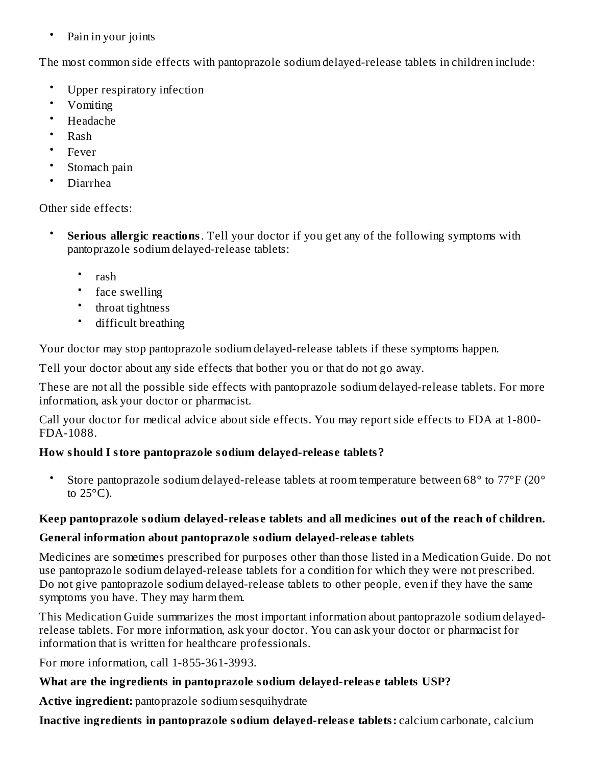- Pain in your joints

The most common side effects with pantoprazole sodium delayed-release tablets in children include:

- Upper respiratory infection
- Vomiting
- Headache
- Rash
- Fever
- Stomach pain
- Diarrhea

Other side effects:

- **Serious allergic reactions**. Tell your doctor if you get any of the following symptoms with pantoprazole sodium delayed-release tablets:
  - rash
  - face swelling
  - throat tightness
  - difficult breathing

Your doctor may stop pantoprazole sodium delayed-release tablets if these symptoms happen.

Tell your doctor about any side effects that bother you or that do not go away.

These are not all the possible side effects with pantoprazole sodium delayed-release tablets. For more information, ask your doctor or pharmacist.

Call your doctor for medical advice about side effects. You may report side effects to FDA at 1-800-FDA-1088.

**How should I store pantoprazole sodium delayed-release tablets?**

- Store pantoprazole sodium delayed-release tablets at room temperature between 68° to 77°F (20° to 25°C).

**Keep pantoprazole sodium delayed-release tablets and all medicines out of the reach of children.**

**General information about pantoprazole sodium delayed-release tablets**

Medicines are sometimes prescribed for purposes other than those listed in a Medication Guide. Do not use pantoprazole sodium delayed-release tablets for a condition for which they were not prescribed. Do not give pantoprazole sodium delayed-release tablets to other people, even if they have the same symptoms you have. They may harm them.

This Medication Guide summarizes the most important information about pantoprazole sodium delayed-release tablets. For more information, ask your doctor. You can ask your doctor or pharmacist for information that is written for healthcare professionals.

For more information, call 1-855-361-3993.

**What are the ingredients in pantoprazole sodium delayed-release tablets USP?**

**Active ingredient:** pantoprazole sodium sesquihydrate

**Inactive ingredients in pantoprazole sodium delayed-release tablets:** calcium carbonate, calcium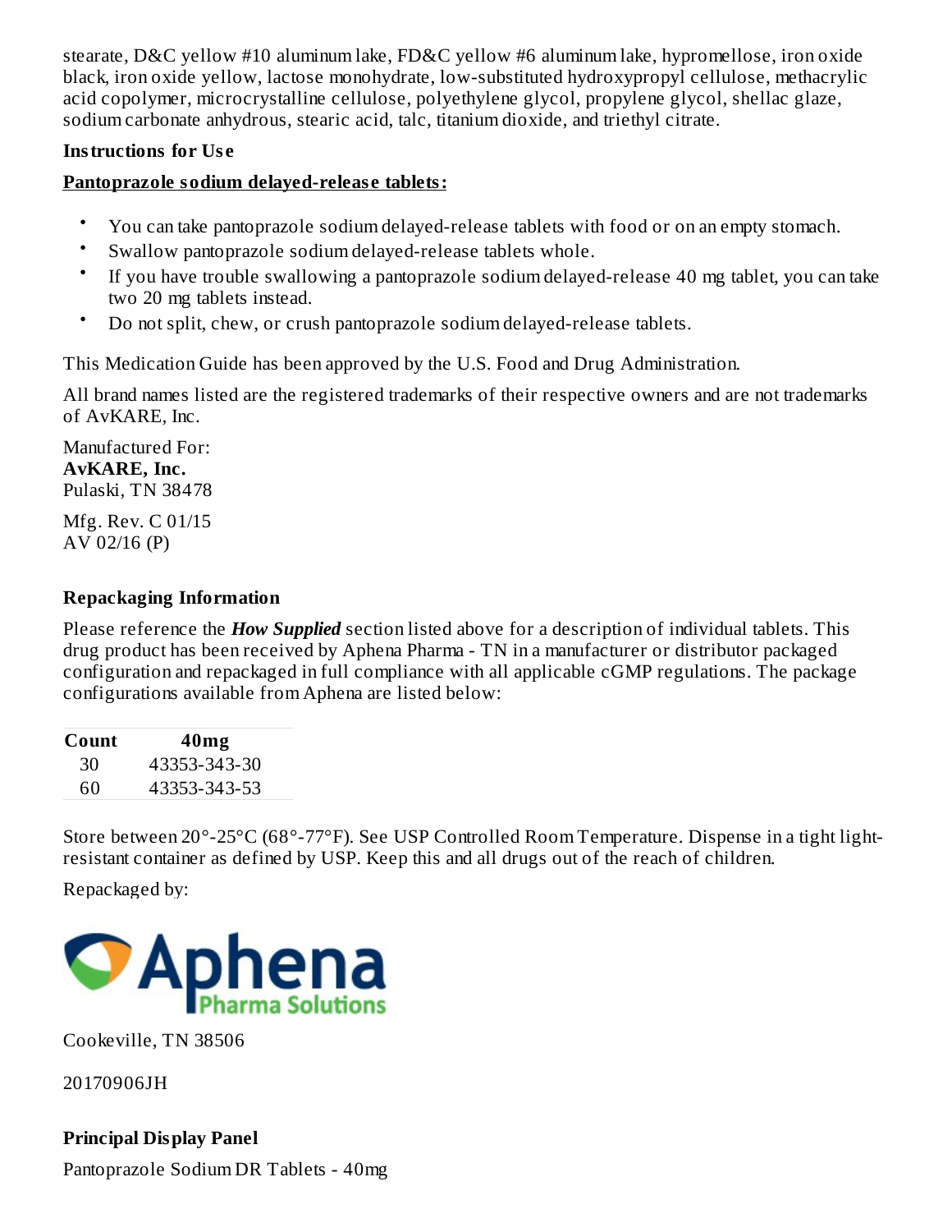stearate, D&C yellow #10 aluminum lake, FD&C yellow #6 aluminum lake, hypromellose, iron oxide black, iron oxide yellow, lactose monohydrate, low-substituted hydroxypropyl cellulose, methacrylic acid copolymer, microcrystalline cellulose, polyethylene glycol, propylene glycol, shellac glaze, sodium carbonate anhydrous, stearic acid, talc, titanium dioxide, and triethyl citrate.

**Instructions for Use**

**Pantoprazole sodium delayed-release tablets:**

- You can take pantoprazole sodium delayed-release tablets with food or on an empty stomach.
- Swallow pantoprazole sodium delayed-release tablets whole.
- If you have trouble swallowing a pantoprazole sodium delayed-release 40 mg tablet, you can take two 20 mg tablets instead.
- Do not split, chew, or crush pantoprazole sodium delayed-release tablets.

This Medication Guide has been approved by the U.S. Food and Drug Administration.

All brand names listed are the registered trademarks of their respective owners and are not trademarks of AvKARE, Inc.

Manufactured For:
**AvKARE, Inc.**
Pulaski, TN 38478

Mfg. Rev. C 01/15
AV 02/16 (P)

**Repackaging Information**

Please reference the ***How Supplied*** section listed above for a description of individual tablets. This drug product has been received by Aphena Pharma - TN in a manufacturer or distributor packaged configuration and repackaged in full compliance with all applicable cGMP regulations. The package configurations available from Aphena are listed below:

| Count | 40mg |
|---|---|
| 30 | 43353-343-30 |
| 60 | 43353-343-53 |

Store between 20°-25°C (68°-77°F). See USP Controlled Room Temperature. Dispense in a tight light-resistant container as defined by USP. Keep this and all drugs out of the reach of children.

Repackaged by:

Aphena Pharma Solutions

Cookeville, TN 38506

20170906JH

**Principal Display Panel**

Pantoprazole Sodium DR Tablets - 40mg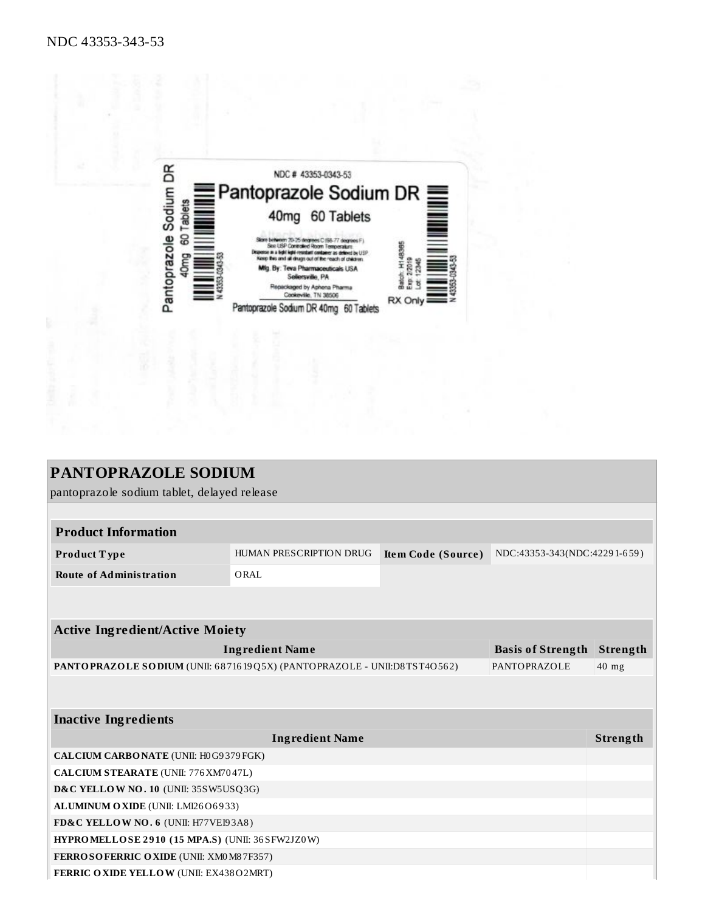NDC 43353-343-53

NDC # 43353-0343-53

Pantoprazole Sodium DR

40mg 60 Tablets

Store between 20-25 degrees C (68-77 degrees F)
See USP Controlled Room Temperature
Dispense in a tight light-resistant container as defined by USP
Keep this and all drugs out of the reach of children

Mfg. By: Teva Pharmaceuticals USA
Sellersville, PA

Repackaged by Aphena Pharma
Cookeville, TN 38506

Pantoprazole Sodium DR 40mg 60 Tablets

Batch: H148365
Exp: 2/2019
Lot: 12345

RX Only

Pantoprazole Sodium DR
40mg 60 Tablets

N 43353-0343-53

# PANTOPRAZOLE SODIUM

pantoprazole sodium tablet, delayed release

| Product Information | | | |
|---|---|---|---|
| **Product Type** | HUMAN PRESCRIPTION DRUG | **Item Code (Source)** | NDC:43353-343(NDC:42291-659) |
| **Route of Administration** | ORAL | | |

| Active Ingredient/Active Moiety | | |
|---|---|---|
| **Ingredient Name** | **Basis of Strength** | **Strength** |
| **PANTOPRAZOLE SODIUM** (UNII: 6871619Q5X) (PANTOPRAZOLE - UNII:D8TST4O562) | PANTOPRAZOLE | 40 mg |

| Inactive Ingredients | |
|---|---|
| **Ingredient Name** | **Strength** |
| **CALCIUM CARBONATE** (UNII: H0G9379FGK) | |
| **CALCIUM STEARATE** (UNII: 776XM7047L) | |
| **D&C YELLOW NO. 10** (UNII: 35SW5USQ3G) | |
| **ALUMINUM OXIDE** (UNII: LMI26O6933) | |
| **FD&C YELLOW NO. 6** (UNII: H77VEI93A8) | |
| **HYPROMELLOSE 2910 (15 MPA.S)** (UNII: 36SFW2JZ0W) | |
| **FERROSOFERRIC OXIDE** (UNII: XM0M87F357) | |
| **FERRIC OXIDE YELLOW** (UNII: EX438O2MRT) | |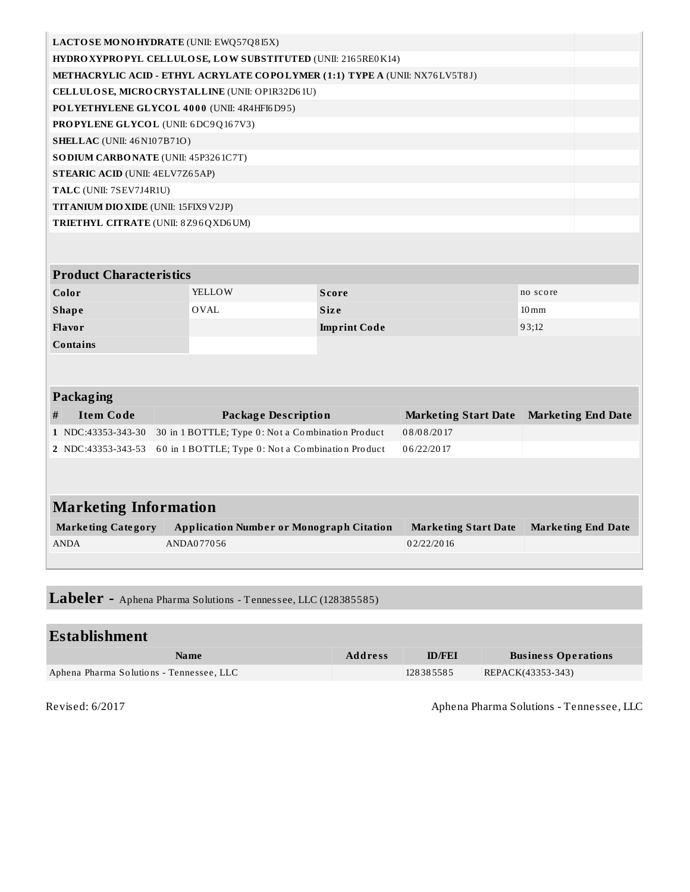| | |
|---|---|
| **LACTOSE MONOHYDRATE** (UNII: EWQ57Q8I5X) | |
| **HYDROXYPROPYL CELLULOSE, LOW SUBSTITUTED** (UNII: 2165RE0K14) | |
| **METHACRYLIC ACID - ETHYL ACRYLATE COPOLYMER (1:1) TYPE A** (UNII: NX76LV5T8J) | |
| **CELLULOSE, MICROCRYSTALLINE** (UNII: OP1R32D61U) | |
| **POLYETHYLENE GLYCOL 4000** (UNII: 4R4HFI6D95) | |
| **PROPYLENE GLYCOL** (UNII: 6DC9Q167V3) | |
| **SHELLAC** (UNII: 46N107B71O) | |
| **SODIUM CARBONATE** (UNII: 45P3261C7T) | |
| **STEARIC ACID** (UNII: 4ELV7Z65AP) | |
| **TALC** (UNII: 7SEV7J4R1U) | |
| **TITANIUM DIOXIDE** (UNII: 15FIX9V2JP) | |
| **TRIETHYL CITRATE** (UNII: 8Z96QXD6UM) | |

| Product Characteristics | | | |
|---|---|---|---|
| **Color** | YELLOW | **Score** | no score |
| **Shape** | OVAL | **Size** | 10mm |
| **Flavor** | | **Imprint Code** | 93;12 |
| **Contains** | | | |

**Packaging**

| # | Item Code | Package Description | Marketing Start Date | Marketing End Date |
|---|---|---|---|---|
| 1 | NDC:43353-343-30 | 30 in 1 BOTTLE; Type 0: Not a Combination Product | 08/08/2017 | |
| 2 | NDC:43353-343-53 | 60 in 1 BOTTLE; Type 0: Not a Combination Product | 06/22/2017 | |

## Marketing Information

| Marketing Category | Application Number or Monograph Citation | Marketing Start Date | Marketing End Date |
|---|---|---|---|
| ANDA | ANDA077056 | 02/22/2016 | |

## Labeler - Aphena Pharma Solutions - Tennessee, LLC (128385585)

## Establishment

| Name | Address | ID/FEI | Business Operations |
|---|---|---|---|
| Aphena Pharma Solutions - Tennessee, LLC | | 128385585 | REPACK(43353-343) |

Revised: 6/2017 Aphena Pharma Solutions - Tennessee, LLC